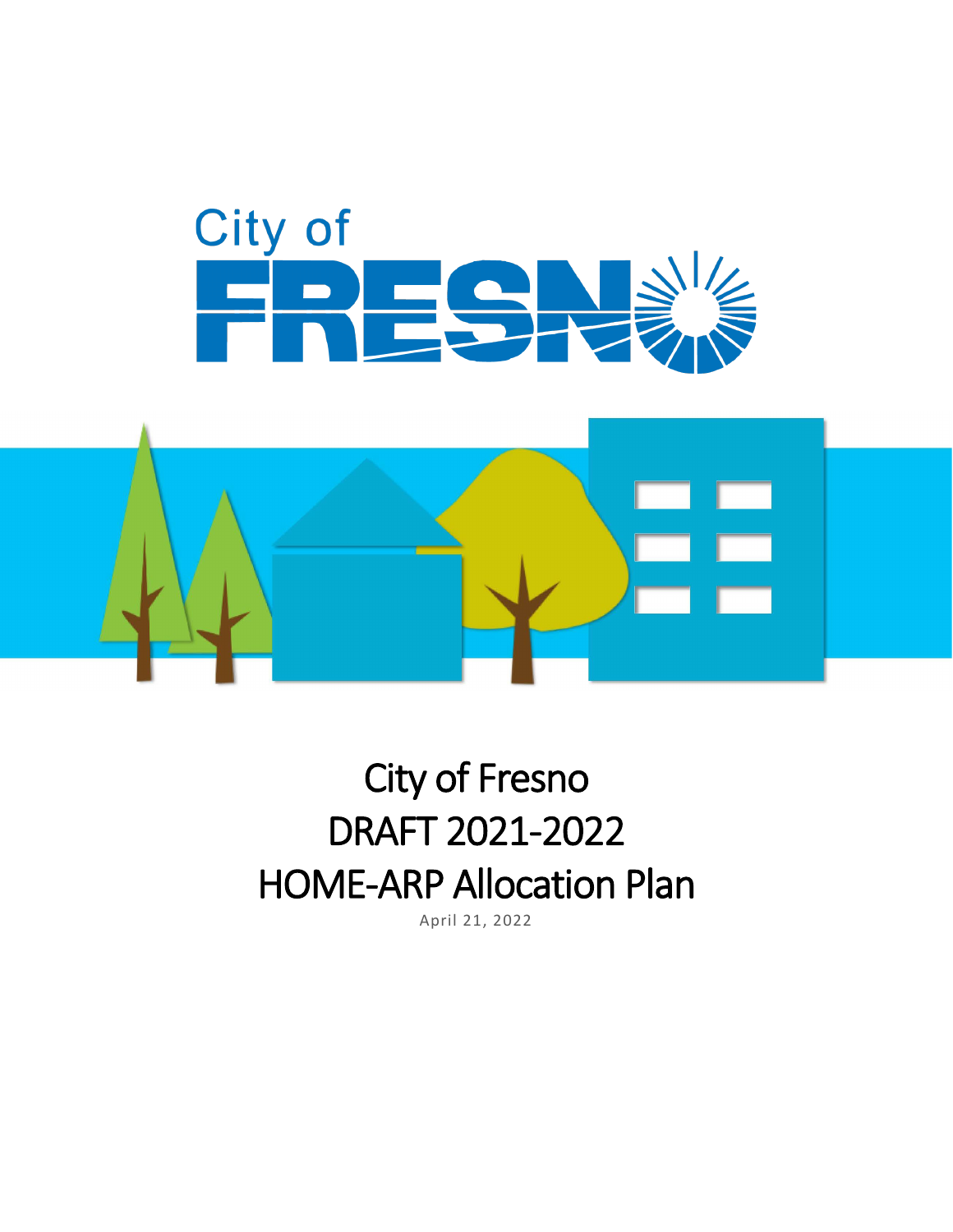City of
FRESNO

# City of Fresno DRAFT 2021-2022 HOME-ARP Allocation Plan

April 21, 2022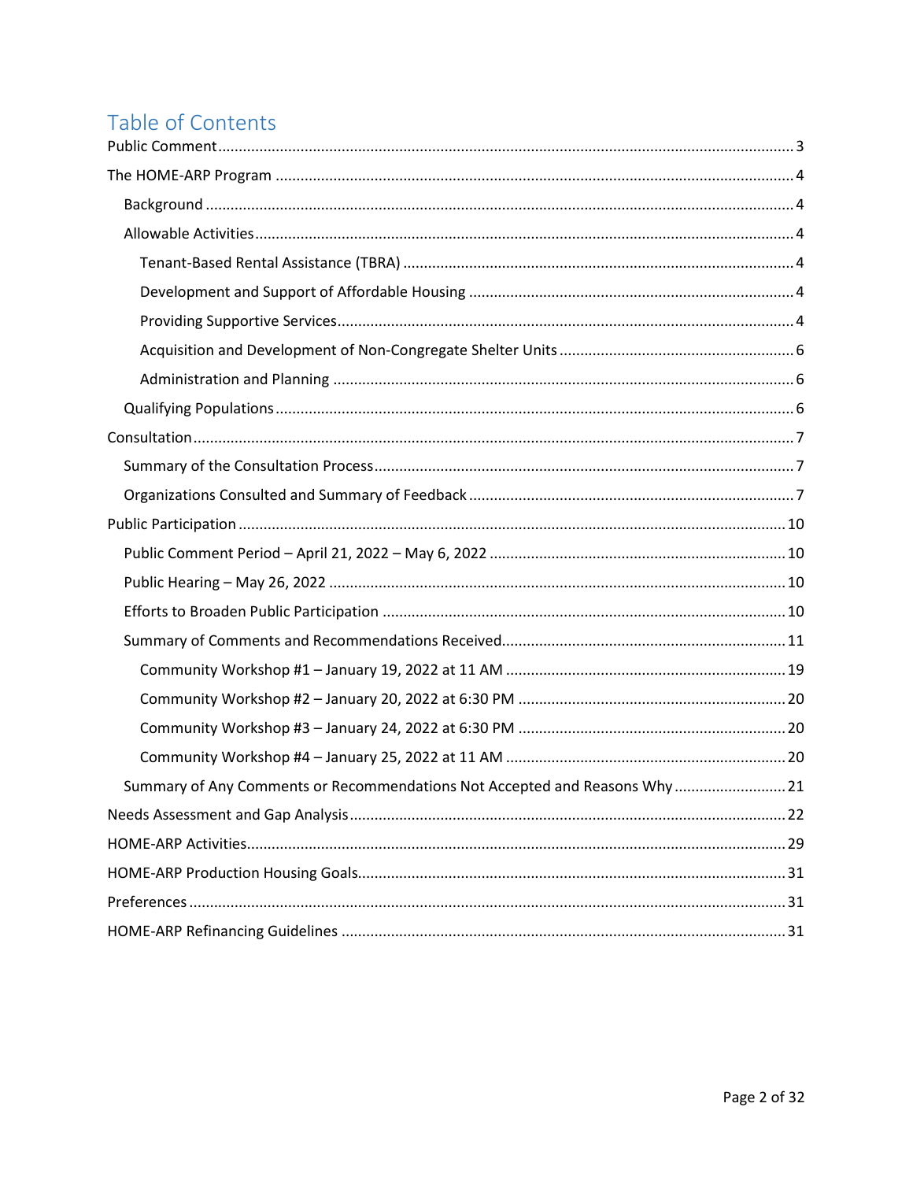# Table of Contents

- Public Comment ... 3
- The HOME-ARP Program ... 4
  - Background ... 4
  - Allowable Activities ... 4
    - Tenant-Based Rental Assistance (TBRA) ... 4
    - Development and Support of Affordable Housing ... 4
    - Providing Supportive Services ... 4
    - Acquisition and Development of Non-Congregate Shelter Units ... 6
    - Administration and Planning ... 6
  - Qualifying Populations ... 6
- Consultation ... 7
  - Summary of the Consultation Process ... 7
  - Organizations Consulted and Summary of Feedback ... 7
- Public Participation ... 10
  - Public Comment Period – April 21, 2022 – May 6, 2022 ... 10
  - Public Hearing – May 26, 2022 ... 10
  - Efforts to Broaden Public Participation ... 10
  - Summary of Comments and Recommendations Received ... 11
    - Community Workshop #1 – January 19, 2022 at 11 AM ... 19
    - Community Workshop #2 – January 20, 2022 at 6:30 PM ... 20
    - Community Workshop #3 – January 24, 2022 at 6:30 PM ... 20
    - Community Workshop #4 – January 25, 2022 at 11 AM ... 20
  - Summary of Any Comments or Recommendations Not Accepted and Reasons Why ... 21
- Needs Assessment and Gap Analysis ... 22
- HOME-ARP Activities ... 29
- HOME-ARP Production Housing Goals ... 31
- Preferences ... 31
- HOME-ARP Refinancing Guidelines ... 31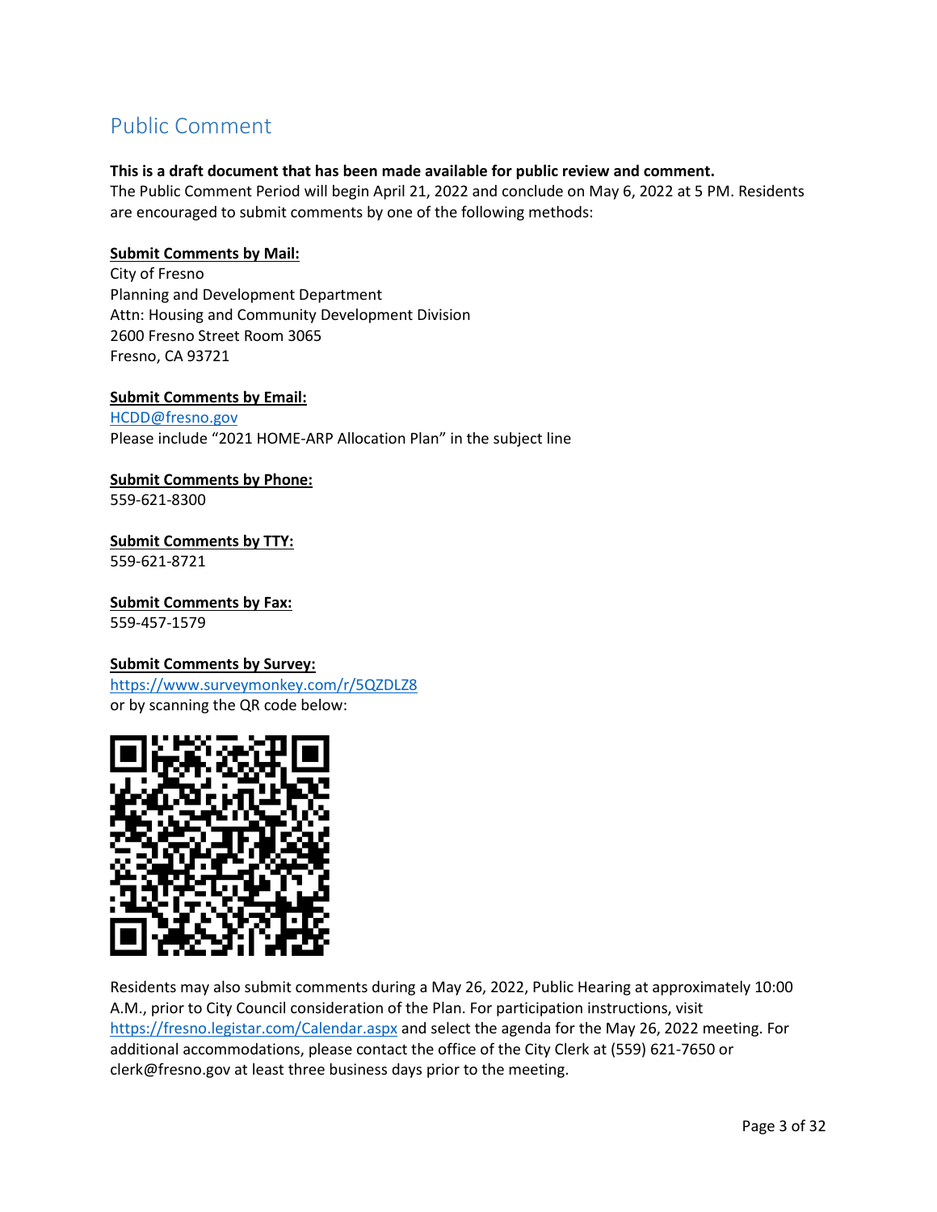# Public Comment

**This is a draft document that has been made available for public review and comment.**
The Public Comment Period will begin April 21, 2022 and conclude on May 6, 2022 at 5 PM. Residents are encouraged to submit comments by one of the following methods:

**Submit Comments by Mail:**
City of Fresno
Planning and Development Department
Attn: Housing and Community Development Division
2600 Fresno Street Room 3065
Fresno, CA 93721

**Submit Comments by Email:**
HCDD@fresno.gov
Please include "2021 HOME-ARP Allocation Plan" in the subject line

**Submit Comments by Phone:**
559-621-8300

**Submit Comments by TTY:**
559-621-8721

**Submit Comments by Fax:**
559-457-1579

**Submit Comments by Survey:**
https://www.surveymonkey.com/r/5QZDLZ8
or by scanning the QR code below:

Residents may also submit comments during a May 26, 2022, Public Hearing at approximately 10:00 A.M., prior to City Council consideration of the Plan. For participation instructions, visit https://fresno.legistar.com/Calendar.aspx and select the agenda for the May 26, 2022 meeting. For additional accommodations, please contact the office of the City Clerk at (559) 621-7650 or clerk@fresno.gov at least three business days prior to the meeting.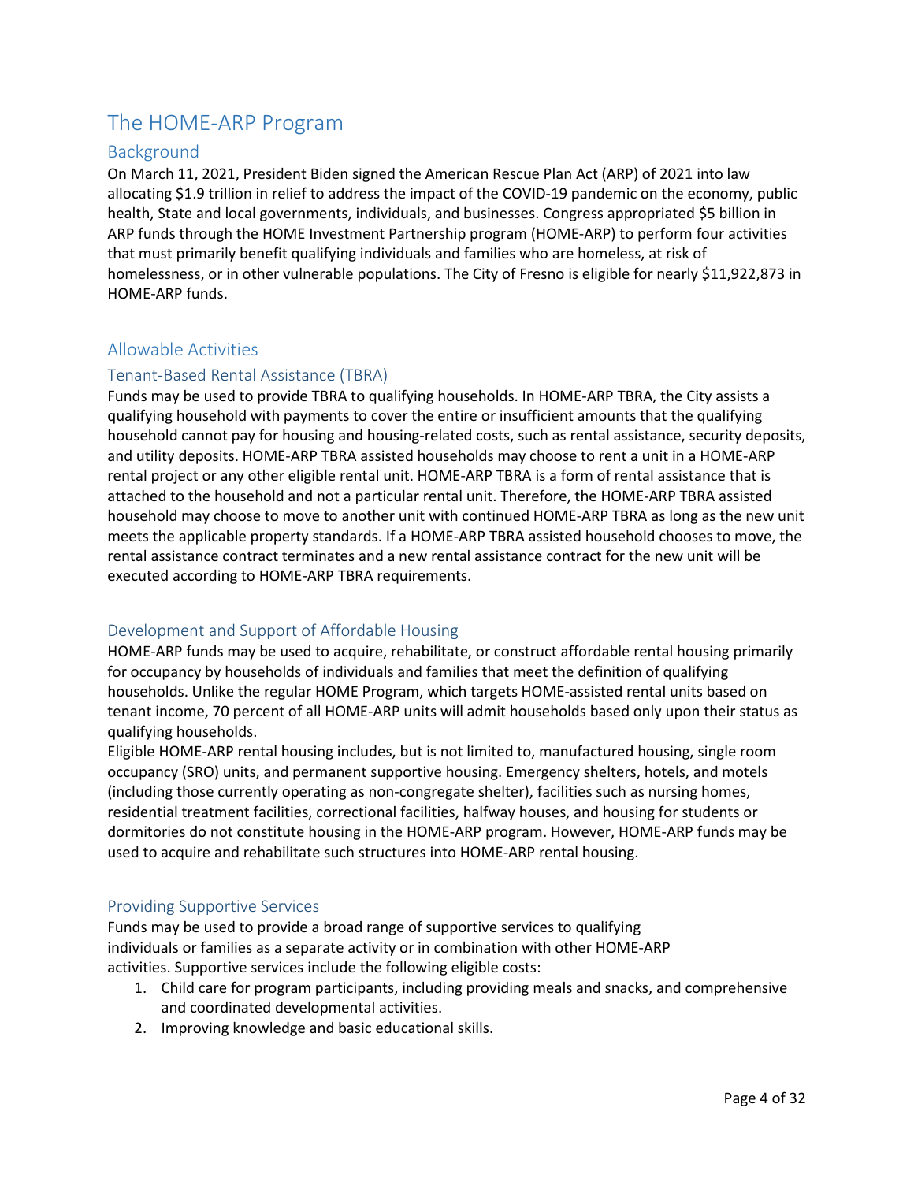# The HOME-ARP Program

## Background

On March 11, 2021, President Biden signed the American Rescue Plan Act (ARP) of 2021 into law allocating $1.9 trillion in relief to address the impact of the COVID-19 pandemic on the economy, public health, State and local governments, individuals, and businesses. Congress appropriated $5 billion in ARP funds through the HOME Investment Partnership program (HOME-ARP) to perform four activities that must primarily benefit qualifying individuals and families who are homeless, at risk of homelessness, or in other vulnerable populations. The City of Fresno is eligible for nearly $11,922,873 in HOME-ARP funds.

## Allowable Activities

### Tenant-Based Rental Assistance (TBRA)

Funds may be used to provide TBRA to qualifying households. In HOME-ARP TBRA, the City assists a qualifying household with payments to cover the entire or insufficient amounts that the qualifying household cannot pay for housing and housing-related costs, such as rental assistance, security deposits, and utility deposits. HOME-ARP TBRA assisted households may choose to rent a unit in a HOME-ARP rental project or any other eligible rental unit. HOME-ARP TBRA is a form of rental assistance that is attached to the household and not a particular rental unit. Therefore, the HOME-ARP TBRA assisted household may choose to move to another unit with continued HOME-ARP TBRA as long as the new unit meets the applicable property standards. If a HOME-ARP TBRA assisted household chooses to move, the rental assistance contract terminates and a new rental assistance contract for the new unit will be executed according to HOME-ARP TBRA requirements.

### Development and Support of Affordable Housing

HOME-ARP funds may be used to acquire, rehabilitate, or construct affordable rental housing primarily for occupancy by households of individuals and families that meet the definition of qualifying households. Unlike the regular HOME Program, which targets HOME-assisted rental units based on tenant income, 70 percent of all HOME-ARP units will admit households based only upon their status as qualifying households.

Eligible HOME-ARP rental housing includes, but is not limited to, manufactured housing, single room occupancy (SRO) units, and permanent supportive housing. Emergency shelters, hotels, and motels (including those currently operating as non-congregate shelter), facilities such as nursing homes, residential treatment facilities, correctional facilities, halfway houses, and housing for students or dormitories do not constitute housing in the HOME-ARP program. However, HOME-ARP funds may be used to acquire and rehabilitate such structures into HOME-ARP rental housing.

### Providing Supportive Services

Funds may be used to provide a broad range of supportive services to qualifying individuals or families as a separate activity or in combination with other HOME-ARP activities. Supportive services include the following eligible costs:

1. Child care for program participants, including providing meals and snacks, and comprehensive and coordinated developmental activities.
2. Improving knowledge and basic educational skills.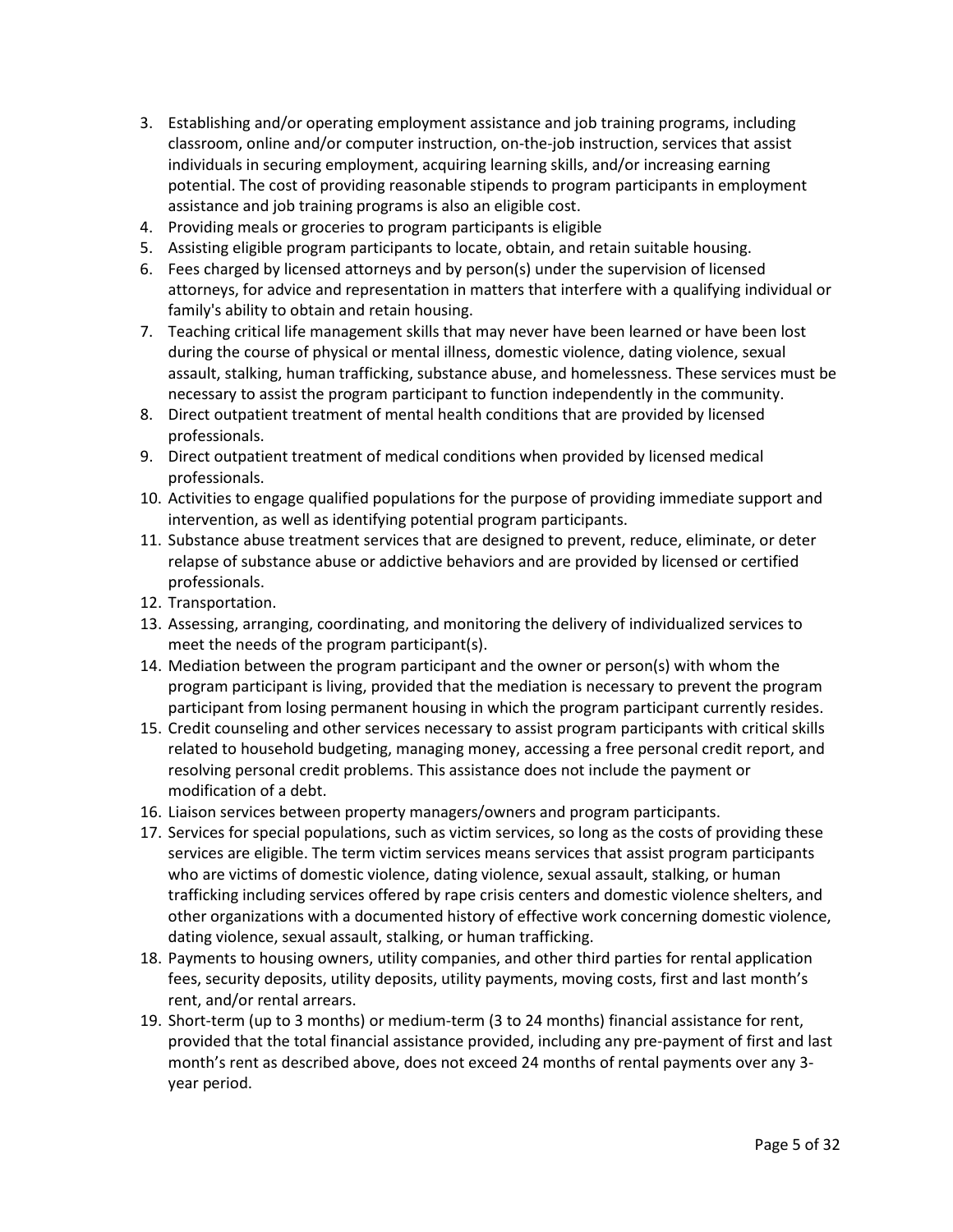3. Establishing and/or operating employment assistance and job training programs, including classroom, online and/or computer instruction, on-the-job instruction, services that assist individuals in securing employment, acquiring learning skills, and/or increasing earning potential. The cost of providing reasonable stipends to program participants in employment assistance and job training programs is also an eligible cost.
4. Providing meals or groceries to program participants is eligible
5. Assisting eligible program participants to locate, obtain, and retain suitable housing.
6. Fees charged by licensed attorneys and by person(s) under the supervision of licensed attorneys, for advice and representation in matters that interfere with a qualifying individual or family's ability to obtain and retain housing.
7. Teaching critical life management skills that may never have been learned or have been lost during the course of physical or mental illness, domestic violence, dating violence, sexual assault, stalking, human trafficking, substance abuse, and homelessness. These services must be necessary to assist the program participant to function independently in the community.
8. Direct outpatient treatment of mental health conditions that are provided by licensed professionals.
9. Direct outpatient treatment of medical conditions when provided by licensed medical professionals.
10. Activities to engage qualified populations for the purpose of providing immediate support and intervention, as well as identifying potential program participants.
11. Substance abuse treatment services that are designed to prevent, reduce, eliminate, or deter relapse of substance abuse or addictive behaviors and are provided by licensed or certified professionals.
12. Transportation.
13. Assessing, arranging, coordinating, and monitoring the delivery of individualized services to meet the needs of the program participant(s).
14. Mediation between the program participant and the owner or person(s) with whom the program participant is living, provided that the mediation is necessary to prevent the program participant from losing permanent housing in which the program participant currently resides.
15. Credit counseling and other services necessary to assist program participants with critical skills related to household budgeting, managing money, accessing a free personal credit report, and resolving personal credit problems. This assistance does not include the payment or modification of a debt.
16. Liaison services between property managers/owners and program participants.
17. Services for special populations, such as victim services, so long as the costs of providing these services are eligible. The term victim services means services that assist program participants who are victims of domestic violence, dating violence, sexual assault, stalking, or human trafficking including services offered by rape crisis centers and domestic violence shelters, and other organizations with a documented history of effective work concerning domestic violence, dating violence, sexual assault, stalking, or human trafficking.
18. Payments to housing owners, utility companies, and other third parties for rental application fees, security deposits, utility deposits, utility payments, moving costs, first and last month's rent, and/or rental arrears.
19. Short-term (up to 3 months) or medium-term (3 to 24 months) financial assistance for rent, provided that the total financial assistance provided, including any pre-payment of first and last month's rent as described above, does not exceed 24 months of rental payments over any 3-year period.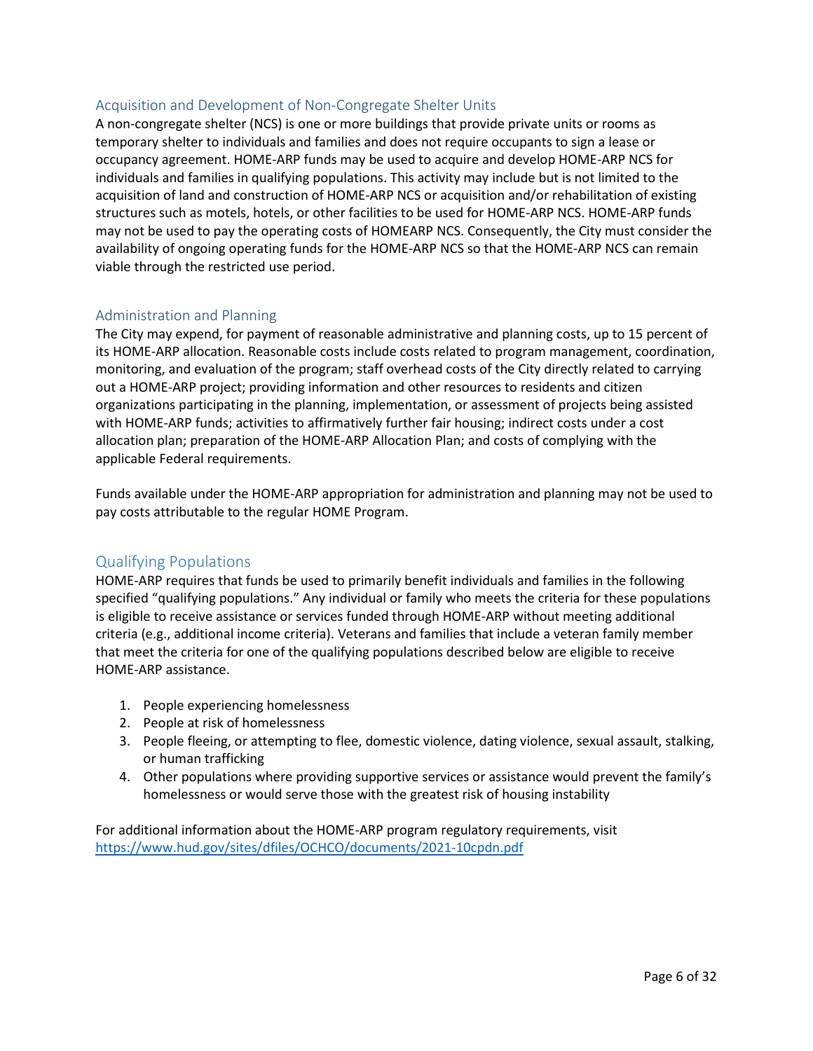### Acquisition and Development of Non-Congregate Shelter Units

A non-congregate shelter (NCS) is one or more buildings that provide private units or rooms as temporary shelter to individuals and families and does not require occupants to sign a lease or occupancy agreement. HOME-ARP funds may be used to acquire and develop HOME-ARP NCS for individuals and families in qualifying populations. This activity may include but is not limited to the acquisition of land and construction of HOME-ARP NCS or acquisition and/or rehabilitation of existing structures such as motels, hotels, or other facilities to be used for HOME-ARP NCS. HOME-ARP funds may not be used to pay the operating costs of HOMEARP NCS. Consequently, the City must consider the availability of ongoing operating funds for the HOME-ARP NCS so that the HOME-ARP NCS can remain viable through the restricted use period.

### Administration and Planning

The City may expend, for payment of reasonable administrative and planning costs, up to 15 percent of its HOME-ARP allocation. Reasonable costs include costs related to program management, coordination, monitoring, and evaluation of the program; staff overhead costs of the City directly related to carrying out a HOME-ARP project; providing information and other resources to residents and citizen organizations participating in the planning, implementation, or assessment of projects being assisted with HOME-ARP funds; activities to affirmatively further fair housing; indirect costs under a cost allocation plan; preparation of the HOME-ARP Allocation Plan; and costs of complying with the applicable Federal requirements.

Funds available under the HOME-ARP appropriation for administration and planning may not be used to pay costs attributable to the regular HOME Program.

## Qualifying Populations

HOME-ARP requires that funds be used to primarily benefit individuals and families in the following specified "qualifying populations." Any individual or family who meets the criteria for these populations is eligible to receive assistance or services funded through HOME-ARP without meeting additional criteria (e.g., additional income criteria). Veterans and families that include a veteran family member that meet the criteria for one of the qualifying populations described below are eligible to receive HOME-ARP assistance.

1. People experiencing homelessness
2. People at risk of homelessness
3. People fleeing, or attempting to flee, domestic violence, dating violence, sexual assault, stalking, or human trafficking
4. Other populations where providing supportive services or assistance would prevent the family's homelessness or would serve those with the greatest risk of housing instability

For additional information about the HOME-ARP program regulatory requirements, visit https://www.hud.gov/sites/dfiles/OCHCO/documents/2021-10cpdn.pdf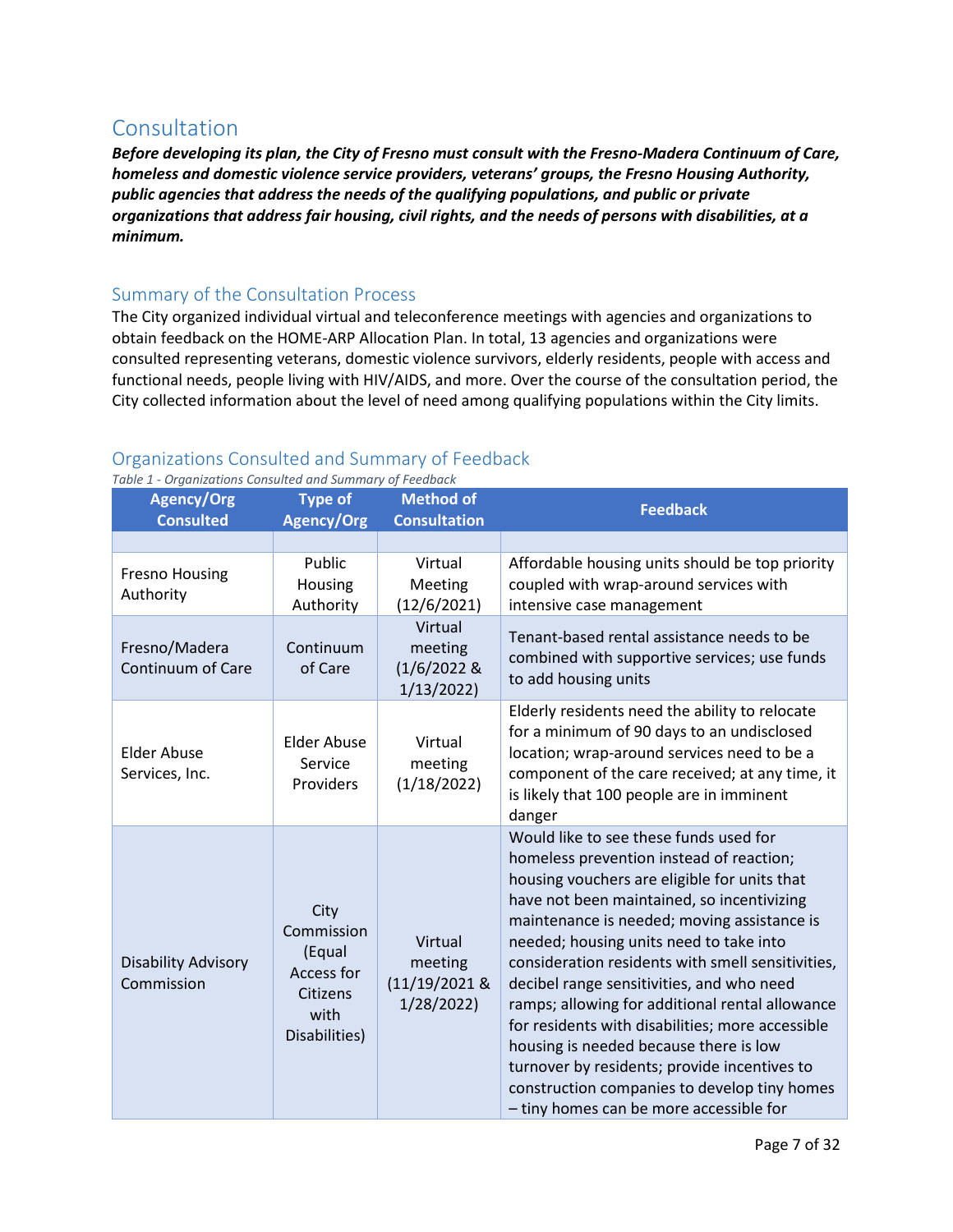# Consultation

***Before developing its plan, the City of Fresno must consult with the Fresno-Madera Continuum of Care, homeless and domestic violence service providers, veterans' groups, the Fresno Housing Authority, public agencies that address the needs of the qualifying populations, and public or private organizations that address fair housing, civil rights, and the needs of persons with disabilities, at a minimum.***

## Summary of the Consultation Process

The City organized individual virtual and teleconference meetings with agencies and organizations to obtain feedback on the HOME-ARP Allocation Plan. In total, 13 agencies and organizations were consulted representing veterans, domestic violence survivors, elderly residents, people with access and functional needs, people living with HIV/AIDS, and more. Over the course of the consultation period, the City collected information about the level of need among qualifying populations within the City limits.

## Organizations Consulted and Summary of Feedback

*Table 1 - Organizations Consulted and Summary of Feedback*

| Agency/Org Consulted | Type of Agency/Org | Method of Consultation | Feedback |
|---|---|---|---|
| | | | |
| Fresno Housing Authority | Public Housing Authority | Virtual Meeting (12/6/2021) | Affordable housing units should be top priority coupled with wrap-around services with intensive case management |
| Fresno/Madera Continuum of Care | Continuum of Care | Virtual meeting (1/6/2022 & 1/13/2022) | Tenant-based rental assistance needs to be combined with supportive services; use funds to add housing units |
| Elder Abuse Services, Inc. | Elder Abuse Service Providers | Virtual meeting (1/18/2022) | Elderly residents need the ability to relocate for a minimum of 90 days to an undisclosed location; wrap-around services need to be a component of the care received; at any time, it is likely that 100 people are in imminent danger |
| Disability Advisory Commission | City Commission (Equal Access for Citizens with Disabilities) | Virtual meeting (11/19/2021 & 1/28/2022) | Would like to see these funds used for homeless prevention instead of reaction; housing vouchers are eligible for units that have not been maintained, so incentivizing maintenance is needed; moving assistance is needed; housing units need to take into consideration residents with smell sensitivities, decibel range sensitivities, and who need ramps; allowing for additional rental allowance for residents with disabilities; more accessible housing is needed because there is low turnover by residents; provide incentives to construction companies to develop tiny homes – tiny homes can be more accessible for |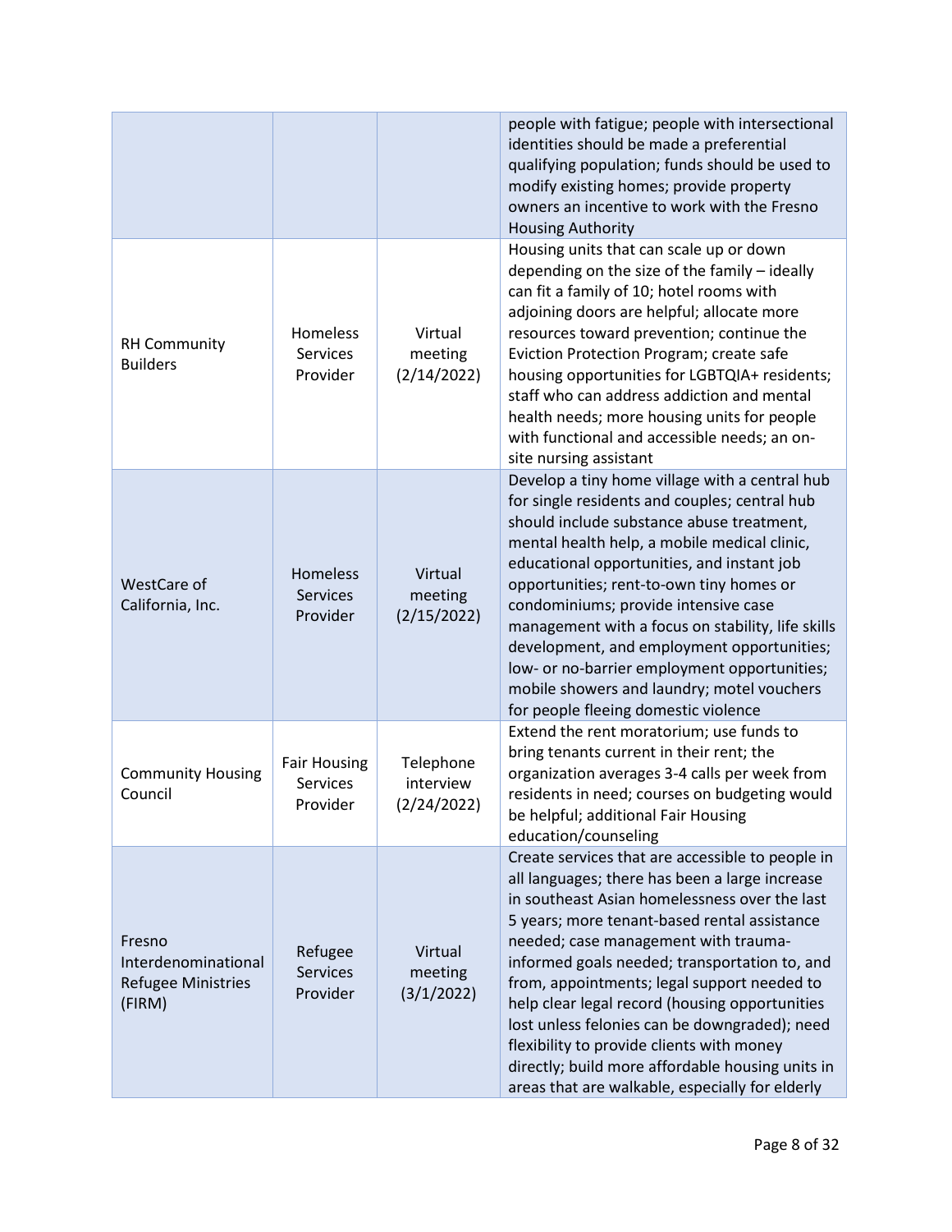| | | | |
|---|---|---|---|
| | | | people with fatigue; people with intersectional identities should be made a preferential qualifying population; funds should be used to modify existing homes; provide property owners an incentive to work with the Fresno Housing Authority |
| RH Community Builders | Homeless Services Provider | Virtual meeting (2/14/2022) | Housing units that can scale up or down depending on the size of the family – ideally can fit a family of 10; hotel rooms with adjoining doors are helpful; allocate more resources toward prevention; continue the Eviction Protection Program; create safe housing opportunities for LGBTQIA+ residents; staff who can address addiction and mental health needs; more housing units for people with functional and accessible needs; an on-site nursing assistant |
| WestCare of California, Inc. | Homeless Services Provider | Virtual meeting (2/15/2022) | Develop a tiny home village with a central hub for single residents and couples; central hub should include substance abuse treatment, mental health help, a mobile medical clinic, educational opportunities, and instant job opportunities; rent-to-own tiny homes or condominiums; provide intensive case management with a focus on stability, life skills development, and employment opportunities; low- or no-barrier employment opportunities; mobile showers and laundry; motel vouchers for people fleeing domestic violence |
| Community Housing Council | Fair Housing Services Provider | Telephone interview (2/24/2022) | Extend the rent moratorium; use funds to bring tenants current in their rent; the organization averages 3-4 calls per week from residents in need; courses on budgeting would be helpful; additional Fair Housing education/counseling |
| Fresno Interdenominational Refugee Ministries (FIRM) | Refugee Services Provider | Virtual meeting (3/1/2022) | Create services that are accessible to people in all languages; there has been a large increase in southeast Asian homelessness over the last 5 years; more tenant-based rental assistance needed; case management with trauma-informed goals needed; transportation to, and from, appointments; legal support needed to help clear legal record (housing opportunities lost unless felonies can be downgraded); need flexibility to provide clients with money directly; build more affordable housing units in areas that are walkable, especially for elderly |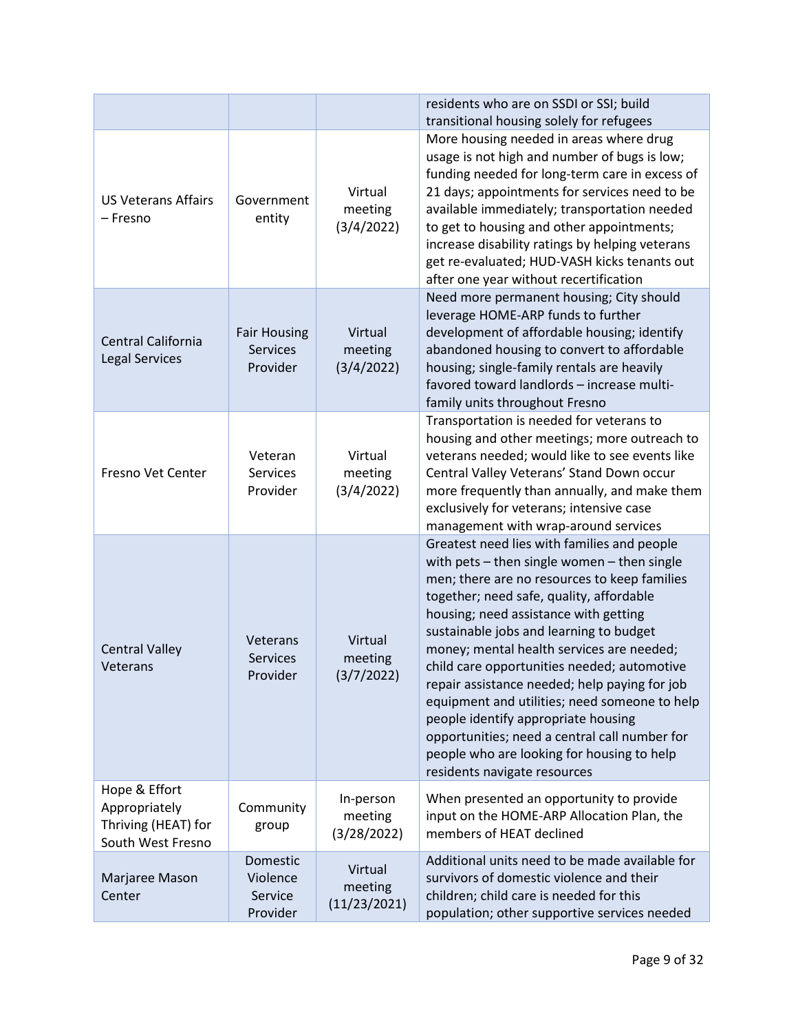| | | | |
|---|---|---|---|
| | | | residents who are on SSDI or SSI; build transitional housing solely for refugees |
| US Veterans Affairs – Fresno | Government entity | Virtual meeting (3/4/2022) | More housing needed in areas where drug usage is not high and number of bugs is low; funding needed for long-term care in excess of 21 days; appointments for services need to be available immediately; transportation needed to get to housing and other appointments; increase disability ratings by helping veterans get re-evaluated; HUD-VASH kicks tenants out after one year without recertification |
| Central California Legal Services | Fair Housing Services Provider | Virtual meeting (3/4/2022) | Need more permanent housing; City should leverage HOME-ARP funds to further development of affordable housing; identify abandoned housing to convert to affordable housing; single-family rentals are heavily favored toward landlords – increase multi-family units throughout Fresno |
| Fresno Vet Center | Veteran Services Provider | Virtual meeting (3/4/2022) | Transportation is needed for veterans to housing and other meetings; more outreach to veterans needed; would like to see events like Central Valley Veterans' Stand Down occur more frequently than annually, and make them exclusively for veterans; intensive case management with wrap-around services |
| Central Valley Veterans | Veterans Services Provider | Virtual meeting (3/7/2022) | Greatest need lies with families and people with pets – then single women – then single men; there are no resources to keep families together; need safe, quality, affordable housing; need assistance with getting sustainable jobs and learning to budget money; mental health services are needed; child care opportunities needed; automotive repair assistance needed; help paying for job equipment and utilities; need someone to help people identify appropriate housing opportunities; need a central call number for people who are looking for housing to help residents navigate resources |
| Hope & Effort Appropriately Thriving (HEAT) for South West Fresno | Community group | In-person meeting (3/28/2022) | When presented an opportunity to provide input on the HOME-ARP Allocation Plan, the members of HEAT declined |
| Marjaree Mason Center | Domestic Violence Service Provider | Virtual meeting (11/23/2021) | Additional units need to be made available for survivors of domestic violence and their children; child care is needed for this population; other supportive services needed |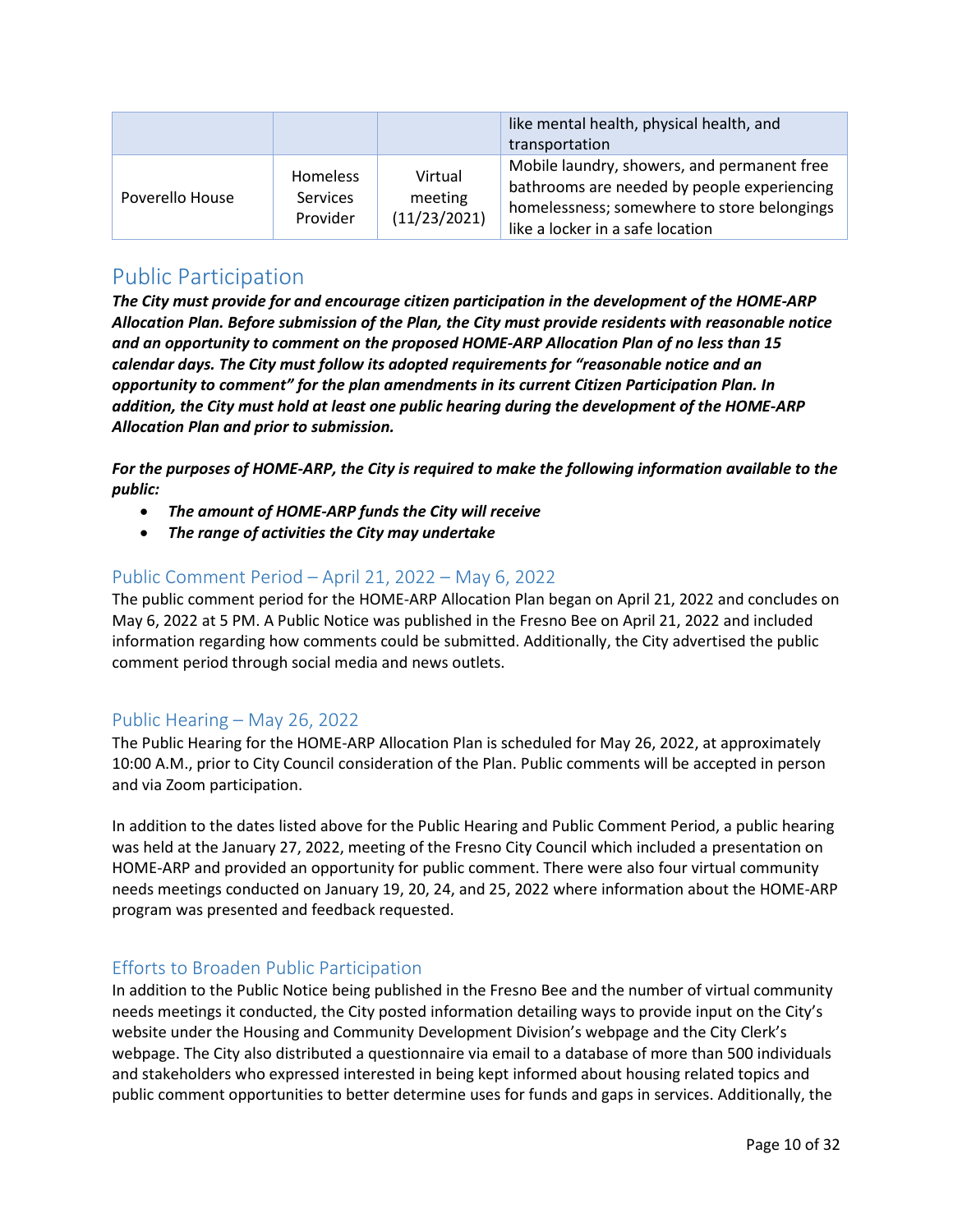| | | | like mental health, physical health, and transportation |
|---|---|---|---|
| Poverello House | Homeless Services Provider | Virtual meeting (11/23/2021) | Mobile laundry, showers, and permanent free bathrooms are needed by people experiencing homelessness; somewhere to store belongings like a locker in a safe location |

## Public Participation

***The City must provide for and encourage citizen participation in the development of the HOME-ARP Allocation Plan. Before submission of the Plan, the City must provide residents with reasonable notice and an opportunity to comment on the proposed HOME-ARP Allocation Plan of no less than 15 calendar days. The City must follow its adopted requirements for "reasonable notice and an opportunity to comment" for the plan amendments in its current Citizen Participation Plan. In addition, the City must hold at least one public hearing during the development of the HOME-ARP Allocation Plan and prior to submission.***

***For the purposes of HOME-ARP, the City is required to make the following information available to the public:***

- ***The amount of HOME-ARP funds the City will receive***
- ***The range of activities the City may undertake***

### Public Comment Period – April 21, 2022 – May 6, 2022

The public comment period for the HOME-ARP Allocation Plan began on April 21, 2022 and concludes on May 6, 2022 at 5 PM. A Public Notice was published in the Fresno Bee on April 21, 2022 and included information regarding how comments could be submitted. Additionally, the City advertised the public comment period through social media and news outlets.

### Public Hearing – May 26, 2022

The Public Hearing for the HOME-ARP Allocation Plan is scheduled for May 26, 2022, at approximately 10:00 A.M., prior to City Council consideration of the Plan. Public comments will be accepted in person and via Zoom participation.

In addition to the dates listed above for the Public Hearing and Public Comment Period, a public hearing was held at the January 27, 2022, meeting of the Fresno City Council which included a presentation on HOME-ARP and provided an opportunity for public comment. There were also four virtual community needs meetings conducted on January 19, 20, 24, and 25, 2022 where information about the HOME-ARP program was presented and feedback requested.

### Efforts to Broaden Public Participation

In addition to the Public Notice being published in the Fresno Bee and the number of virtual community needs meetings it conducted, the City posted information detailing ways to provide input on the City's website under the Housing and Community Development Division's webpage and the City Clerk's webpage. The City also distributed a questionnaire via email to a database of more than 500 individuals and stakeholders who expressed interested in being kept informed about housing related topics and public comment opportunities to better determine uses for funds and gaps in services. Additionally, the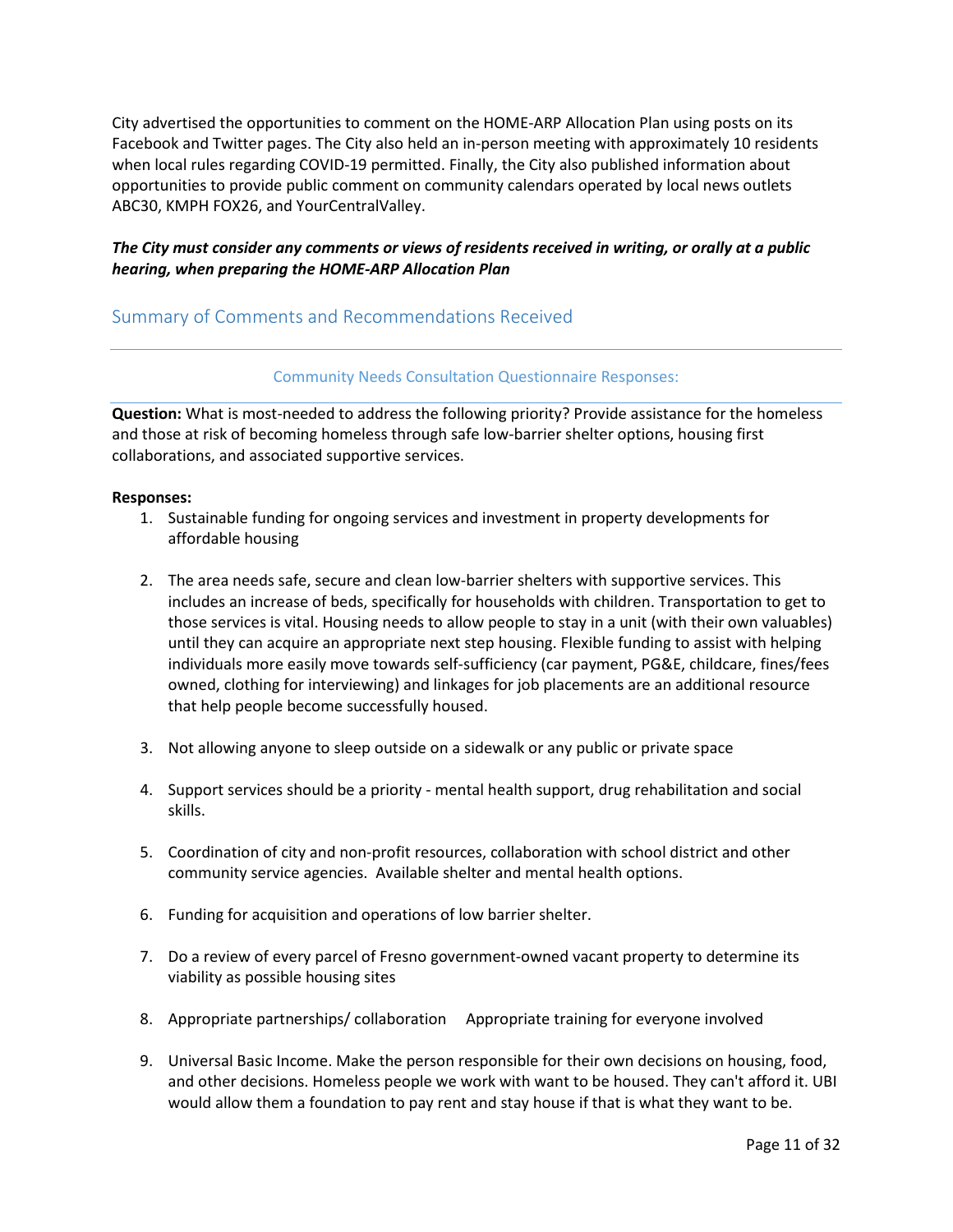City advertised the opportunities to comment on the HOME-ARP Allocation Plan using posts on its Facebook and Twitter pages. The City also held an in-person meeting with approximately 10 residents when local rules regarding COVID-19 permitted. Finally, the City also published information about opportunities to provide public comment on community calendars operated by local news outlets ABC30, KMPH FOX26, and YourCentralValley.

***The City must consider any comments or views of residents received in writing, or orally at a public hearing, when preparing the HOME-ARP Allocation Plan***

## Summary of Comments and Recommendations Received

### Community Needs Consultation Questionnaire Responses:

**Question:** What is most-needed to address the following priority? Provide assistance for the homeless and those at risk of becoming homeless through safe low-barrier shelter options, housing first collaborations, and associated supportive services.

**Responses:**

1. Sustainable funding for ongoing services and investment in property developments for affordable housing

2. The area needs safe, secure and clean low-barrier shelters with supportive services. This includes an increase of beds, specifically for households with children. Transportation to get to those services is vital. Housing needs to allow people to stay in a unit (with their own valuables) until they can acquire an appropriate next step housing. Flexible funding to assist with helping individuals more easily move towards self-sufficiency (car payment, PG&E, childcare, fines/fees owned, clothing for interviewing) and linkages for job placements are an additional resource that help people become successfully housed.

3. Not allowing anyone to sleep outside on a sidewalk or any public or private space

4. Support services should be a priority - mental health support, drug rehabilitation and social skills.

5. Coordination of city and non-profit resources, collaboration with school district and other community service agencies. Available shelter and mental health options.

6. Funding for acquisition and operations of low barrier shelter.

7. Do a review of every parcel of Fresno government-owned vacant property to determine its viability as possible housing sites

8. Appropriate partnerships/ collaboration Appropriate training for everyone involved

9. Universal Basic Income. Make the person responsible for their own decisions on housing, food, and other decisions. Homeless people we work with want to be housed. They can't afford it. UBI would allow them a foundation to pay rent and stay house if that is what they want to be.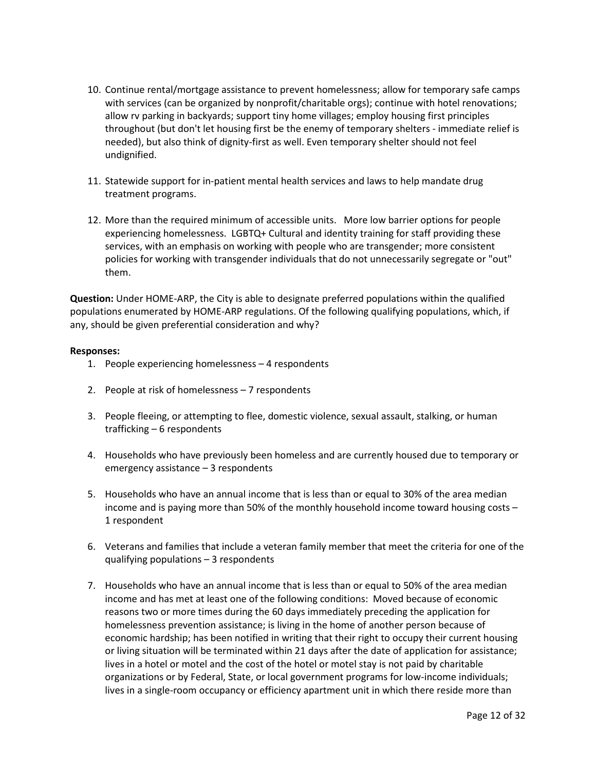10. Continue rental/mortgage assistance to prevent homelessness; allow for temporary safe camps with services (can be organized by nonprofit/charitable orgs); continue with hotel renovations; allow rv parking in backyards; support tiny home villages; employ housing first principles throughout (but don't let housing first be the enemy of temporary shelters - immediate relief is needed), but also think of dignity-first as well. Even temporary shelter should not feel undignified.

11. Statewide support for in-patient mental health services and laws to help mandate drug treatment programs.

12. More than the required minimum of accessible units. More low barrier options for people experiencing homelessness. LGBTQ+ Cultural and identity training for staff providing these services, with an emphasis on working with people who are transgender; more consistent policies for working with transgender individuals that do not unnecessarily segregate or "out" them.

**Question:** Under HOME-ARP, the City is able to designate preferred populations within the qualified populations enumerated by HOME-ARP regulations. Of the following qualifying populations, which, if any, should be given preferential consideration and why?

**Responses:**

1. People experiencing homelessness – 4 respondents

2. People at risk of homelessness – 7 respondents

3. People fleeing, or attempting to flee, domestic violence, sexual assault, stalking, or human trafficking – 6 respondents

4. Households who have previously been homeless and are currently housed due to temporary or emergency assistance – 3 respondents

5. Households who have an annual income that is less than or equal to 30% of the area median income and is paying more than 50% of the monthly household income toward housing costs – 1 respondent

6. Veterans and families that include a veteran family member that meet the criteria for one of the qualifying populations – 3 respondents

7. Households who have an annual income that is less than or equal to 50% of the area median income and has met at least one of the following conditions: Moved because of economic reasons two or more times during the 60 days immediately preceding the application for homelessness prevention assistance; is living in the home of another person because of economic hardship; has been notified in writing that their right to occupy their current housing or living situation will be terminated within 21 days after the date of application for assistance; lives in a hotel or motel and the cost of the hotel or motel stay is not paid by charitable organizations or by Federal, State, or local government programs for low-income individuals; lives in a single-room occupancy or efficiency apartment unit in which there reside more than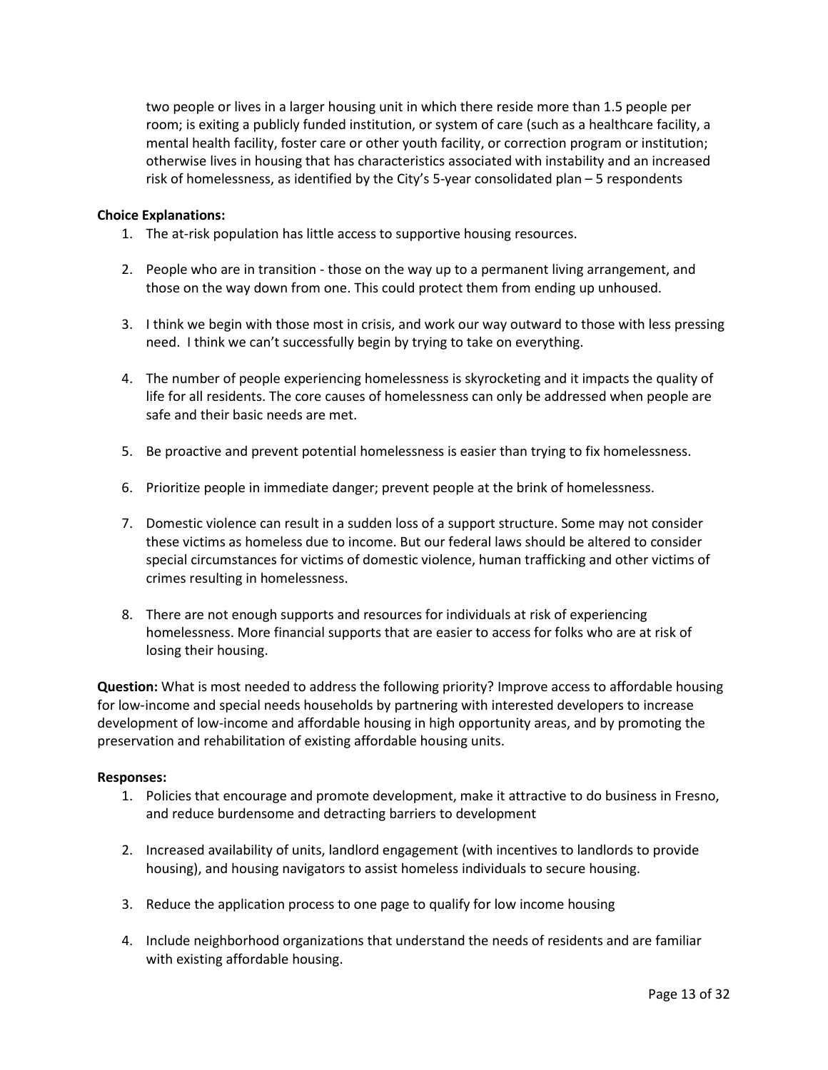two people or lives in a larger housing unit in which there reside more than 1.5 people per room; is exiting a publicly funded institution, or system of care (such as a healthcare facility, a mental health facility, foster care or other youth facility, or correction program or institution; otherwise lives in housing that has characteristics associated with instability and an increased risk of homelessness, as identified by the City's 5-year consolidated plan – 5 respondents

**Choice Explanations:**

1. The at-risk population has little access to supportive housing resources.

2. People who are in transition - those on the way up to a permanent living arrangement, and those on the way down from one. This could protect them from ending up unhoused.

3. I think we begin with those most in crisis, and work our way outward to those with less pressing need. I think we can't successfully begin by trying to take on everything.

4. The number of people experiencing homelessness is skyrocketing and it impacts the quality of life for all residents. The core causes of homelessness can only be addressed when people are safe and their basic needs are met.

5. Be proactive and prevent potential homelessness is easier than trying to fix homelessness.

6. Prioritize people in immediate danger; prevent people at the brink of homelessness.

7. Domestic violence can result in a sudden loss of a support structure. Some may not consider these victims as homeless due to income. But our federal laws should be altered to consider special circumstances for victims of domestic violence, human trafficking and other victims of crimes resulting in homelessness.

8. There are not enough supports and resources for individuals at risk of experiencing homelessness. More financial supports that are easier to access for folks who are at risk of losing their housing.

**Question:** What is most needed to address the following priority? Improve access to affordable housing for low-income and special needs households by partnering with interested developers to increase development of low-income and affordable housing in high opportunity areas, and by promoting the preservation and rehabilitation of existing affordable housing units.

**Responses:**

1. Policies that encourage and promote development, make it attractive to do business in Fresno, and reduce burdensome and detracting barriers to development

2. Increased availability of units, landlord engagement (with incentives to landlords to provide housing), and housing navigators to assist homeless individuals to secure housing.

3. Reduce the application process to one page to qualify for low income housing

4. Include neighborhood organizations that understand the needs of residents and are familiar with existing affordable housing.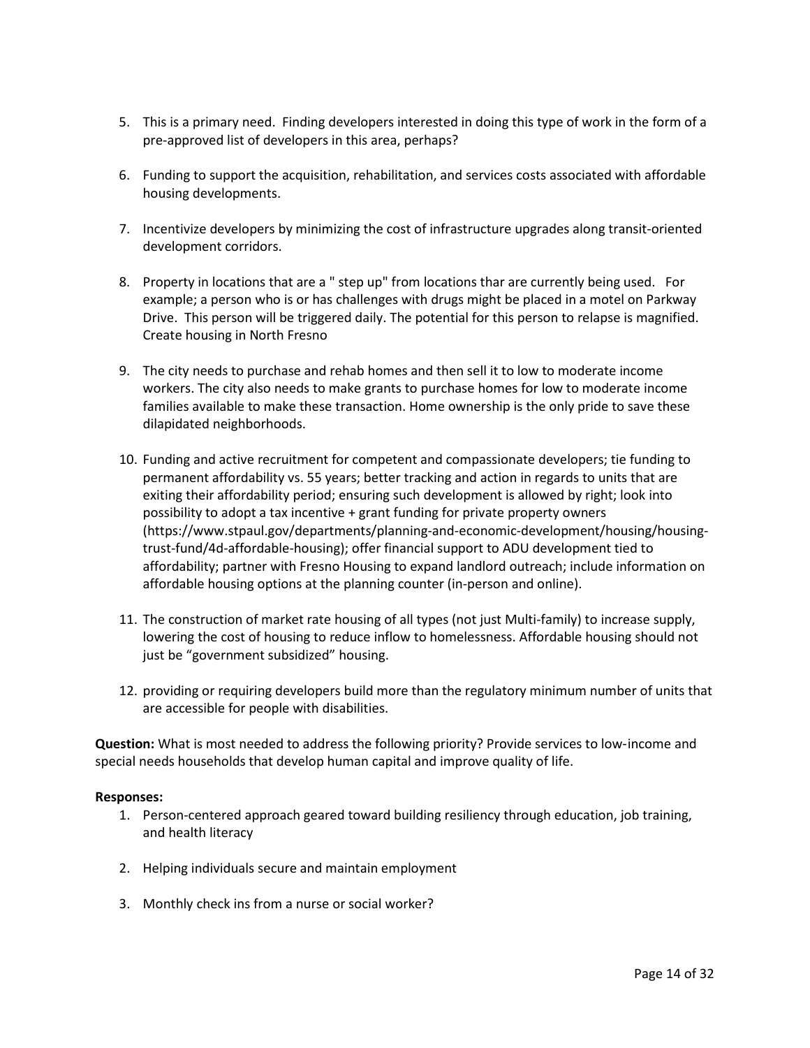5. This is a primary need. Finding developers interested in doing this type of work in the form of a pre-approved list of developers in this area, perhaps?

6. Funding to support the acquisition, rehabilitation, and services costs associated with affordable housing developments.

7. Incentivize developers by minimizing the cost of infrastructure upgrades along transit-oriented development corridors.

8. Property in locations that are a " step up" from locations thar are currently being used. For example; a person who is or has challenges with drugs might be placed in a motel on Parkway Drive. This person will be triggered daily. The potential for this person to relapse is magnified. Create housing in North Fresno

9. The city needs to purchase and rehab homes and then sell it to low to moderate income workers. The city also needs to make grants to purchase homes for low to moderate income families available to make these transaction. Home ownership is the only pride to save these dilapidated neighborhoods.

10. Funding and active recruitment for competent and compassionate developers; tie funding to permanent affordability vs. 55 years; better tracking and action in regards to units that are exiting their affordability period; ensuring such development is allowed by right; look into possibility to adopt a tax incentive + grant funding for private property owners (https://www.stpaul.gov/departments/planning-and-economic-development/housing/housing-trust-fund/4d-affordable-housing); offer financial support to ADU development tied to affordability; partner with Fresno Housing to expand landlord outreach; include information on affordable housing options at the planning counter (in-person and online).

11. The construction of market rate housing of all types (not just Multi-family) to increase supply, lowering the cost of housing to reduce inflow to homelessness. Affordable housing should not just be "government subsidized" housing.

12. providing or requiring developers build more than the regulatory minimum number of units that are accessible for people with disabilities.

**Question:** What is most needed to address the following priority? Provide services to low-income and special needs households that develop human capital and improve quality of life.

**Responses:**

1. Person-centered approach geared toward building resiliency through education, job training, and health literacy

2. Helping individuals secure and maintain employment

3. Monthly check ins from a nurse or social worker?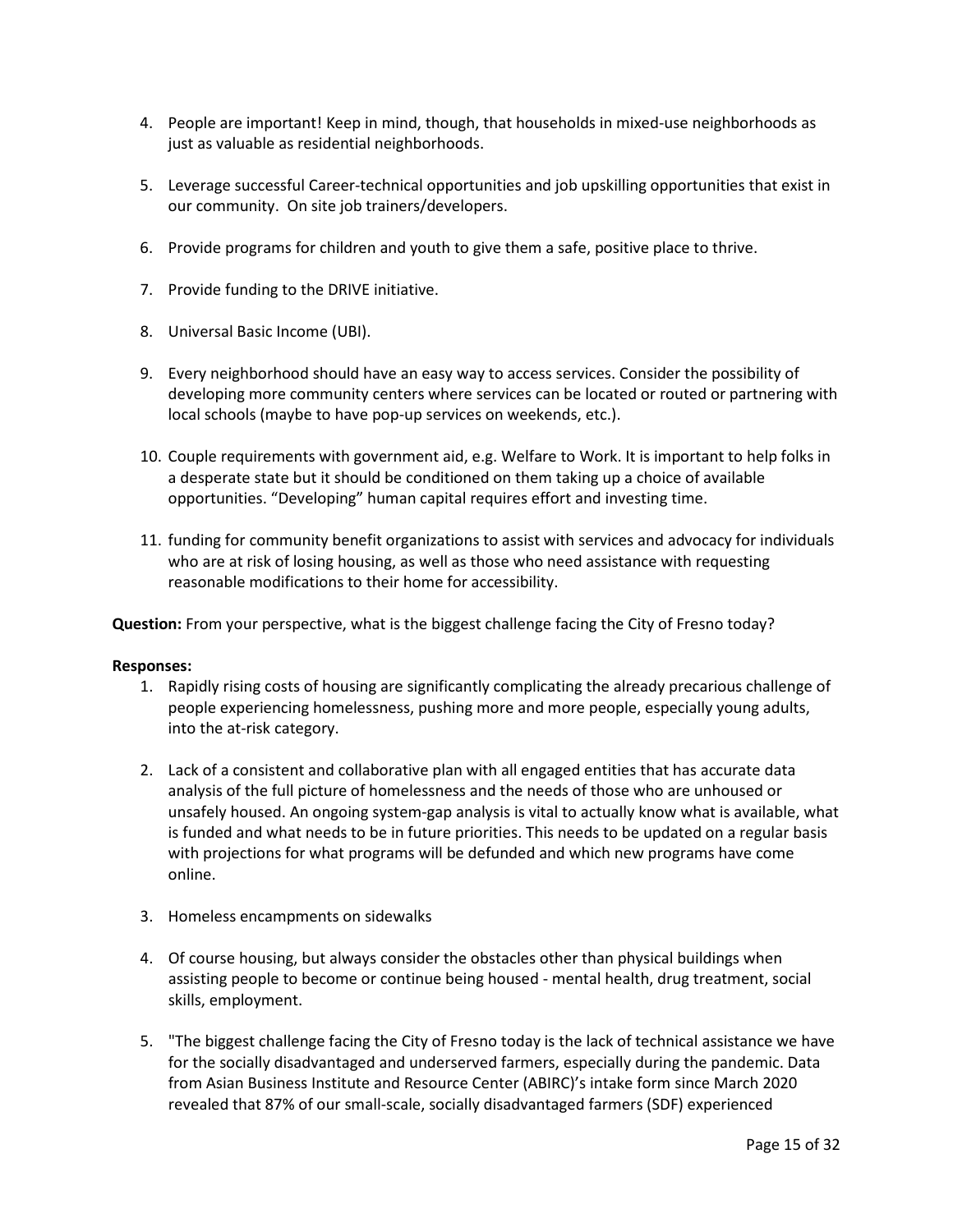4. People are important! Keep in mind, though, that households in mixed-use neighborhoods as just as valuable as residential neighborhoods.

5. Leverage successful Career-technical opportunities and job upskilling opportunities that exist in our community.  On site job trainers/developers.

6. Provide programs for children and youth to give them a safe, positive place to thrive.

7. Provide funding to the DRIVE initiative.

8. Universal Basic Income (UBI).

9. Every neighborhood should have an easy way to access services. Consider the possibility of developing more community centers where services can be located or routed or partnering with local schools (maybe to have pop-up services on weekends, etc.).

10. Couple requirements with government aid, e.g. Welfare to Work. It is important to help folks in a desperate state but it should be conditioned on them taking up a choice of available opportunities. "Developing" human capital requires effort and investing time.

11. funding for community benefit organizations to assist with services and advocacy for individuals who are at risk of losing housing, as well as those who need assistance with requesting reasonable modifications to their home for accessibility.

**Question:** From your perspective, what is the biggest challenge facing the City of Fresno today?

**Responses:**

1. Rapidly rising costs of housing are significantly complicating the already precarious challenge of people experiencing homelessness, pushing more and more people, especially young adults, into the at-risk category.

2. Lack of a consistent and collaborative plan with all engaged entities that has accurate data analysis of the full picture of homelessness and the needs of those who are unhoused or unsafely housed. An ongoing system-gap analysis is vital to actually know what is available, what is funded and what needs to be in future priorities. This needs to be updated on a regular basis with projections for what programs will be defunded and which new programs have come online.

3. Homeless encampments on sidewalks

4. Of course housing, but always consider the obstacles other than physical buildings when assisting people to become or continue being housed - mental health, drug treatment, social skills, employment.

5. "The biggest challenge facing the City of Fresno today is the lack of technical assistance we have for the socially disadvantaged and underserved farmers, especially during the pandemic. Data from Asian Business Institute and Resource Center (ABIRC)'s intake form since March 2020 revealed that 87% of our small-scale, socially disadvantaged farmers (SDF) experienced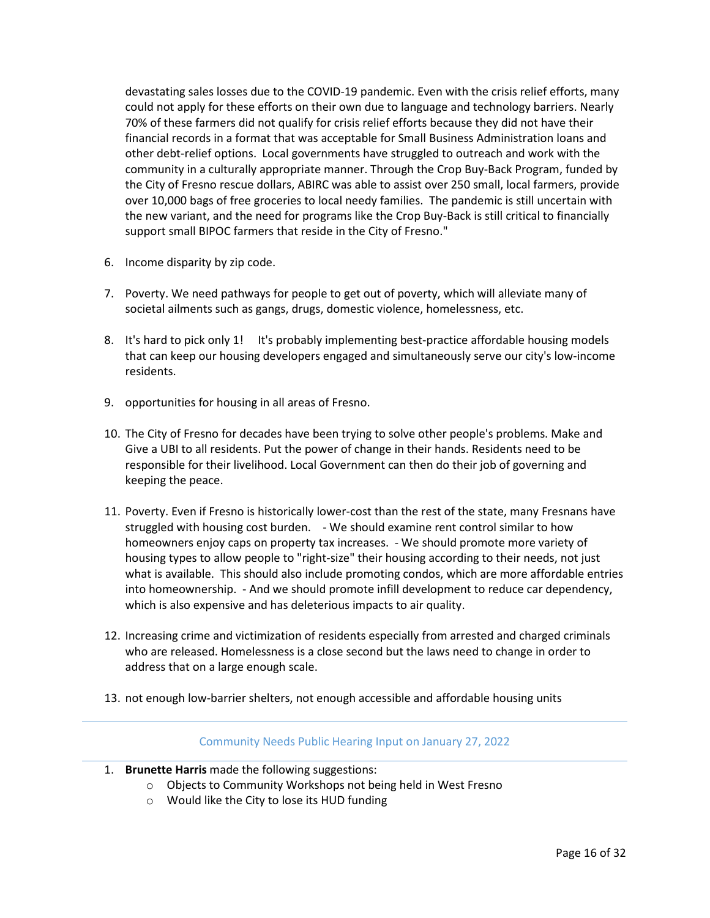devastating sales losses due to the COVID-19 pandemic. Even with the crisis relief efforts, many could not apply for these efforts on their own due to language and technology barriers. Nearly 70% of these farmers did not qualify for crisis relief efforts because they did not have their financial records in a format that was acceptable for Small Business Administration loans and other debt-relief options. Local governments have struggled to outreach and work with the community in a culturally appropriate manner. Through the Crop Buy-Back Program, funded by the City of Fresno rescue dollars, ABIRC was able to assist over 250 small, local farmers, provide over 10,000 bags of free groceries to local needy families. The pandemic is still uncertain with the new variant, and the need for programs like the Crop Buy-Back is still critical to financially support small BIPOC farmers that reside in the City of Fresno."

6. Income disparity by zip code.

7. Poverty. We need pathways for people to get out of poverty, which will alleviate many of societal ailments such as gangs, drugs, domestic violence, homelessness, etc.

8. It's hard to pick only 1! It's probably implementing best-practice affordable housing models that can keep our housing developers engaged and simultaneously serve our city's low-income residents.

9. opportunities for housing in all areas of Fresno.

10. The City of Fresno for decades have been trying to solve other people's problems. Make and Give a UBI to all residents. Put the power of change in their hands. Residents need to be responsible for their livelihood. Local Government can then do their job of governing and keeping the peace.

11. Poverty. Even if Fresno is historically lower-cost than the rest of the state, many Fresnans have struggled with housing cost burden. - We should examine rent control similar to how homeowners enjoy caps on property tax increases. - We should promote more variety of housing types to allow people to "right-size" their housing according to their needs, not just what is available. This should also include promoting condos, which are more affordable entries into homeownership. - And we should promote infill development to reduce car dependency, which is also expensive and has deleterious impacts to air quality.

12. Increasing crime and victimization of residents especially from arrested and charged criminals who are released. Homelessness is a close second but the laws need to change in order to address that on a large enough scale.

13. not enough low-barrier shelters, not enough accessible and affordable housing units

---

## Community Needs Public Hearing Input on January 27, 2022

---

1. **Brunette Harris** made the following suggestions:
    - Objects to Community Workshops not being held in West Fresno
    - Would like the City to lose its HUD funding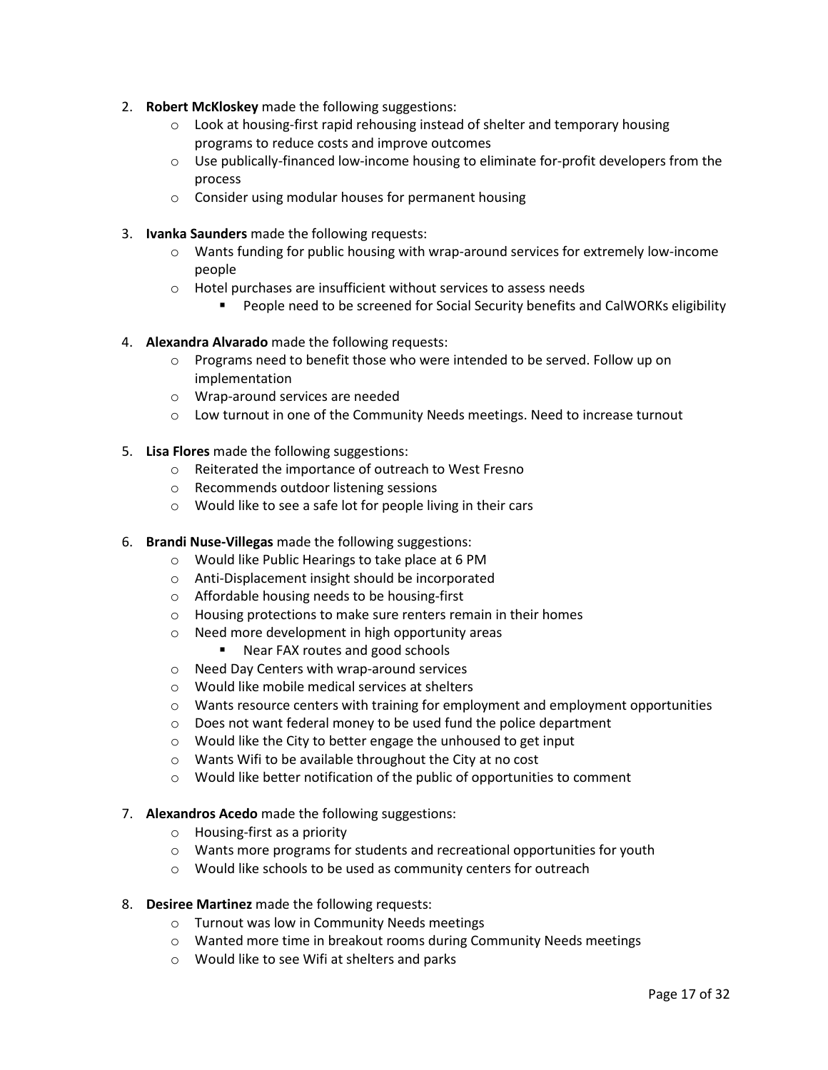2. **Robert McKloskey** made the following suggestions:
    - Look at housing-first rapid rehousing instead of shelter and temporary housing programs to reduce costs and improve outcomes
    - Use publically-financed low-income housing to eliminate for-profit developers from the process
    - Consider using modular houses for permanent housing

3. **Ivanka Saunders** made the following requests:
    - Wants funding for public housing with wrap-around services for extremely low-income people
    - Hotel purchases are insufficient without services to assess needs
        - People need to be screened for Social Security benefits and CalWORKs eligibility

4. **Alexandra Alvarado** made the following requests:
    - Programs need to benefit those who were intended to be served. Follow up on implementation
    - Wrap-around services are needed
    - Low turnout in one of the Community Needs meetings. Need to increase turnout

5. **Lisa Flores** made the following suggestions:
    - Reiterated the importance of outreach to West Fresno
    - Recommends outdoor listening sessions
    - Would like to see a safe lot for people living in their cars

6. **Brandi Nuse-Villegas** made the following suggestions:
    - Would like Public Hearings to take place at 6 PM
    - Anti-Displacement insight should be incorporated
    - Affordable housing needs to be housing-first
    - Housing protections to make sure renters remain in their homes
    - Need more development in high opportunity areas
        - Near FAX routes and good schools
    - Need Day Centers with wrap-around services
    - Would like mobile medical services at shelters
    - Wants resource centers with training for employment and employment opportunities
    - Does not want federal money to be used fund the police department
    - Would like the City to better engage the unhoused to get input
    - Wants Wifi to be available throughout the City at no cost
    - Would like better notification of the public of opportunities to comment

7. **Alexandros Acedo** made the following suggestions:
    - Housing-first as a priority
    - Wants more programs for students and recreational opportunities for youth
    - Would like schools to be used as community centers for outreach

8. **Desiree Martinez** made the following requests:
    - Turnout was low in Community Needs meetings
    - Wanted more time in breakout rooms during Community Needs meetings
    - Would like to see Wifi at shelters and parks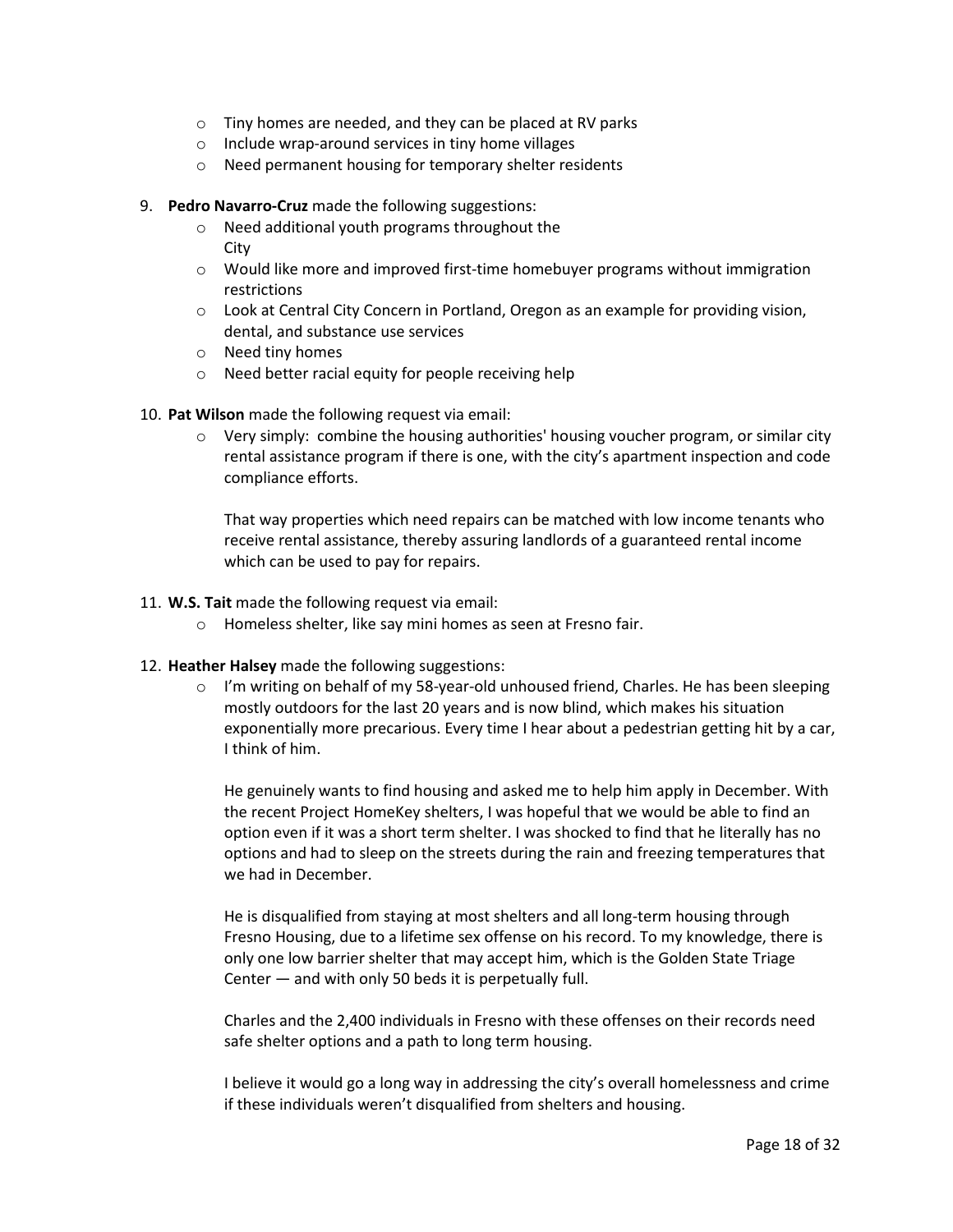- Tiny homes are needed, and they can be placed at RV parks
- Include wrap-around services in tiny home villages
- Need permanent housing for temporary shelter residents

9. **Pedro Navarro-Cruz** made the following suggestions:
   - Need additional youth programs throughout the City
   - Would like more and improved first-time homebuyer programs without immigration restrictions
   - Look at Central City Concern in Portland, Oregon as an example for providing vision, dental, and substance use services
   - Need tiny homes
   - Need better racial equity for people receiving help

10. **Pat Wilson** made the following request via email:
    - Very simply: combine the housing authorities' housing voucher program, or similar city rental assistance program if there is one, with the city's apartment inspection and code compliance efforts.

      That way properties which need repairs can be matched with low income tenants who receive rental assistance, thereby assuring landlords of a guaranteed rental income which can be used to pay for repairs.

11. **W.S. Tait** made the following request via email:
    - Homeless shelter, like say mini homes as seen at Fresno fair.

12. **Heather Halsey** made the following suggestions:
    - I'm writing on behalf of my 58-year-old unhoused friend, Charles. He has been sleeping mostly outdoors for the last 20 years and is now blind, which makes his situation exponentially more precarious. Every time I hear about a pedestrian getting hit by a car, I think of him.

      He genuinely wants to find housing and asked me to help him apply in December. With the recent Project HomeKey shelters, I was hopeful that we would be able to find an option even if it was a short term shelter. I was shocked to find that he literally has no options and had to sleep on the streets during the rain and freezing temperatures that we had in December.

      He is disqualified from staying at most shelters and all long-term housing through Fresno Housing, due to a lifetime sex offense on his record. To my knowledge, there is only one low barrier shelter that may accept him, which is the Golden State Triage Center — and with only 50 beds it is perpetually full.

      Charles and the 2,400 individuals in Fresno with these offenses on their records need safe shelter options and a path to long term housing.

      I believe it would go a long way in addressing the city's overall homelessness and crime if these individuals weren't disqualified from shelters and housing.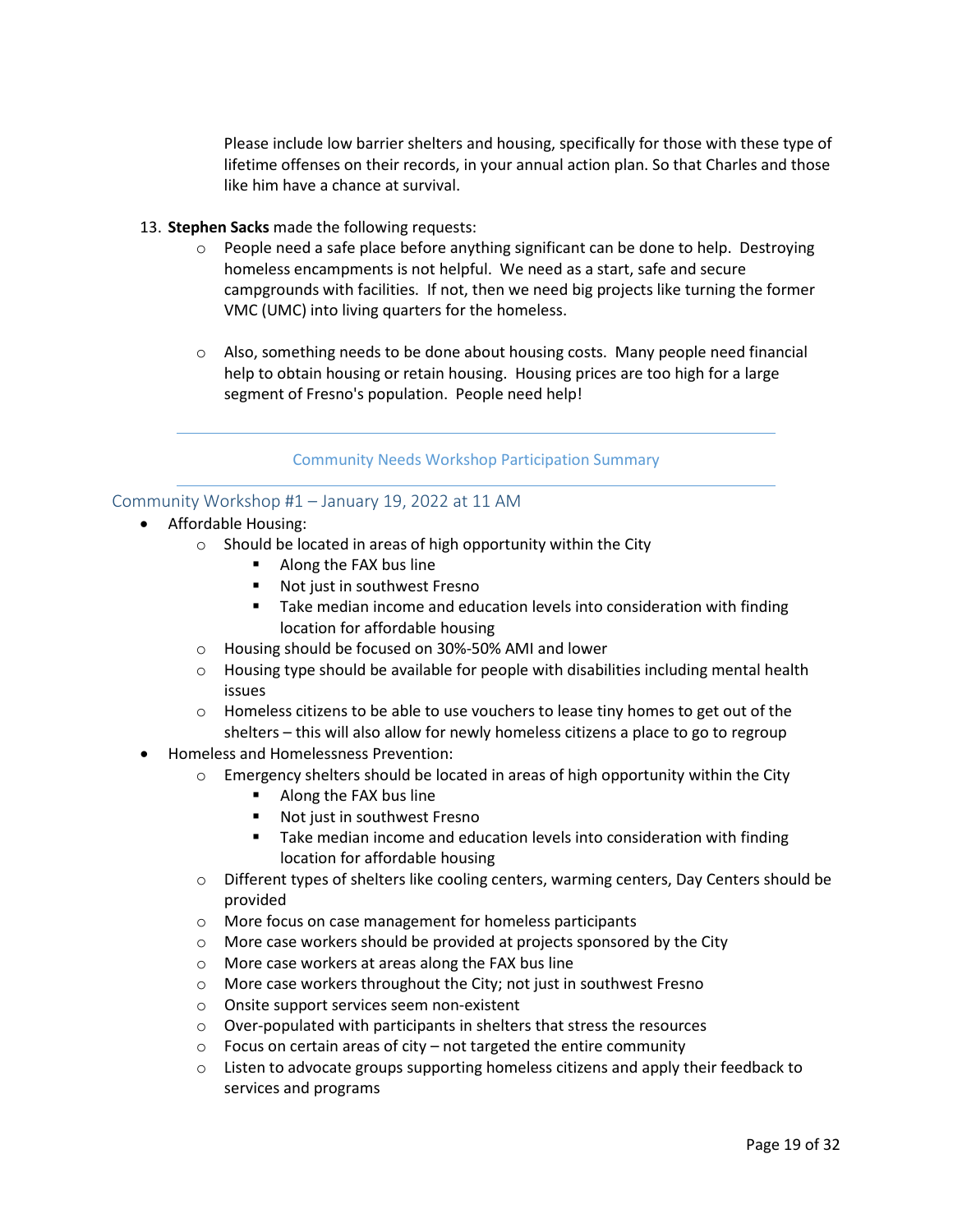Please include low barrier shelters and housing, specifically for those with these type of lifetime offenses on their records, in your annual action plan. So that Charles and those like him have a chance at survival.

13. **Stephen Sacks** made the following requests:
    - People need a safe place before anything significant can be done to help. Destroying homeless encampments is not helpful. We need as a start, safe and secure campgrounds with facilities. If not, then we need big projects like turning the former VMC (UMC) into living quarters for the homeless.
    - Also, something needs to be done about housing costs. Many people need financial help to obtain housing or retain housing. Housing prices are too high for a large segment of Fresno's population. People need help!

---

## Community Needs Workshop Participation Summary

---

### Community Workshop #1 – January 19, 2022 at 11 AM

- Affordable Housing:
  - Should be located in areas of high opportunity within the City
    - Along the FAX bus line
    - Not just in southwest Fresno
    - Take median income and education levels into consideration with finding location for affordable housing
  - Housing should be focused on 30%-50% AMI and lower
  - Housing type should be available for people with disabilities including mental health issues
  - Homeless citizens to be able to use vouchers to lease tiny homes to get out of the shelters – this will also allow for newly homeless citizens a place to go to regroup
- Homeless and Homelessness Prevention:
  - Emergency shelters should be located in areas of high opportunity within the City
    - Along the FAX bus line
    - Not just in southwest Fresno
    - Take median income and education levels into consideration with finding location for affordable housing
  - Different types of shelters like cooling centers, warming centers, Day Centers should be provided
  - More focus on case management for homeless participants
  - More case workers should be provided at projects sponsored by the City
  - More case workers at areas along the FAX bus line
  - More case workers throughout the City; not just in southwest Fresno
  - Onsite support services seem non-existent
  - Over-populated with participants in shelters that stress the resources
  - Focus on certain areas of city – not targeted the entire community
  - Listen to advocate groups supporting homeless citizens and apply their feedback to services and programs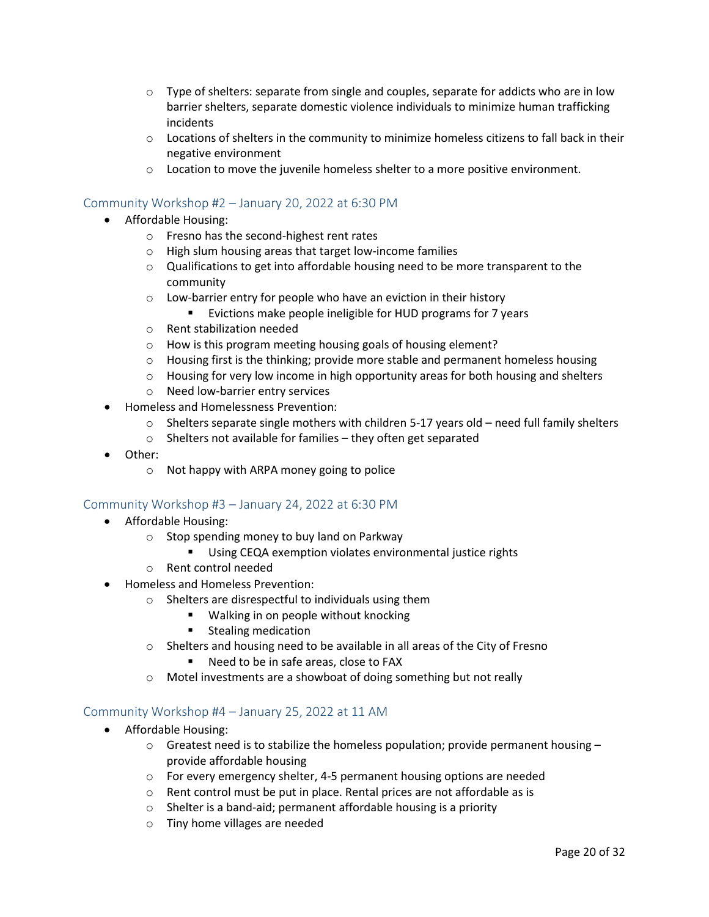- Type of shelters: separate from single and couples, separate for addicts who are in low barrier shelters, separate domestic violence individuals to minimize human trafficking incidents
- Locations of shelters in the community to minimize homeless citizens to fall back in their negative environment
- Location to move the juvenile homeless shelter to a more positive environment.

### Community Workshop #2 – January 20, 2022 at 6:30 PM

- Affordable Housing:
  - Fresno has the second-highest rent rates
  - High slum housing areas that target low-income families
  - Qualifications to get into affordable housing need to be more transparent to the community
  - Low-barrier entry for people who have an eviction in their history
    - Evictions make people ineligible for HUD programs for 7 years
  - Rent stabilization needed
  - How is this program meeting housing goals of housing element?
  - Housing first is the thinking; provide more stable and permanent homeless housing
  - Housing for very low income in high opportunity areas for both housing and shelters
  - Need low-barrier entry services
- Homeless and Homelessness Prevention:
  - Shelters separate single mothers with children 5-17 years old – need full family shelters
  - Shelters not available for families – they often get separated
- Other:
  - Not happy with ARPA money going to police

### Community Workshop #3 – January 24, 2022 at 6:30 PM

- Affordable Housing:
  - Stop spending money to buy land on Parkway
    - Using CEQA exemption violates environmental justice rights
  - Rent control needed
- Homeless and Homeless Prevention:
  - Shelters are disrespectful to individuals using them
    - Walking in on people without knocking
    - Stealing medication
  - Shelters and housing need to be available in all areas of the City of Fresno
    - Need to be in safe areas, close to FAX
  - Motel investments are a showboat of doing something but not really

### Community Workshop #4 – January 25, 2022 at 11 AM

- Affordable Housing:
  - Greatest need is to stabilize the homeless population; provide permanent housing – provide affordable housing
  - For every emergency shelter, 4-5 permanent housing options are needed
  - Rent control must be put in place. Rental prices are not affordable as is
  - Shelter is a band-aid; permanent affordable housing is a priority
  - Tiny home villages are needed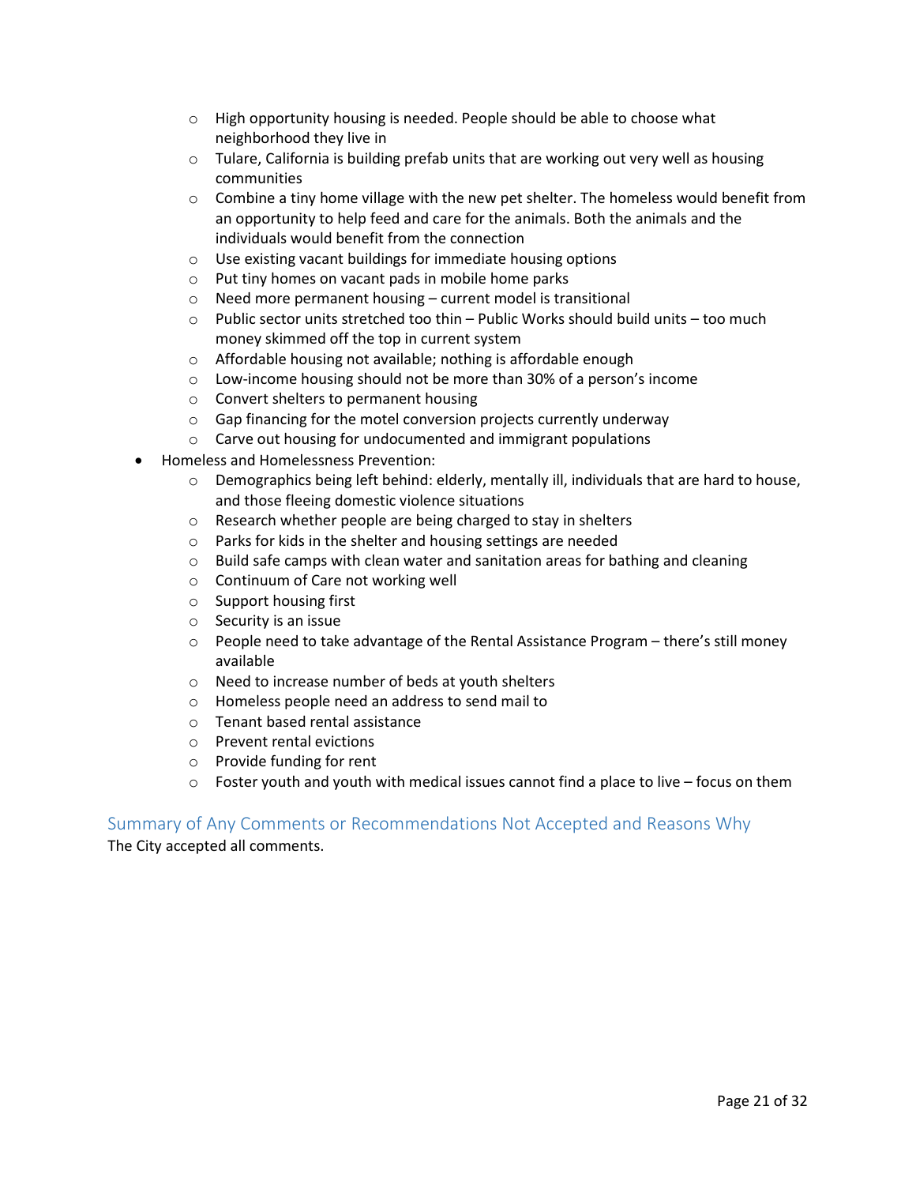- High opportunity housing is needed. People should be able to choose what neighborhood they live in
  - Tulare, California is building prefab units that are working out very well as housing communities
  - Combine a tiny home village with the new pet shelter. The homeless would benefit from an opportunity to help feed and care for the animals. Both the animals and the individuals would benefit from the connection
  - Use existing vacant buildings for immediate housing options
  - Put tiny homes on vacant pads in mobile home parks
  - Need more permanent housing – current model is transitional
  - Public sector units stretched too thin – Public Works should build units – too much money skimmed off the top in current system
  - Affordable housing not available; nothing is affordable enough
  - Low-income housing should not be more than 30% of a person's income
  - Convert shelters to permanent housing
  - Gap financing for the motel conversion projects currently underway
  - Carve out housing for undocumented and immigrant populations
- Homeless and Homelessness Prevention:
  - Demographics being left behind: elderly, mentally ill, individuals that are hard to house, and those fleeing domestic violence situations
  - Research whether people are being charged to stay in shelters
  - Parks for kids in the shelter and housing settings are needed
  - Build safe camps with clean water and sanitation areas for bathing and cleaning
  - Continuum of Care not working well
  - Support housing first
  - Security is an issue
  - People need to take advantage of the Rental Assistance Program – there's still money available
  - Need to increase number of beds at youth shelters
  - Homeless people need an address to send mail to
  - Tenant based rental assistance
  - Prevent rental evictions
  - Provide funding for rent
  - Foster youth and youth with medical issues cannot find a place to live – focus on them

## Summary of Any Comments or Recommendations Not Accepted and Reasons Why

The City accepted all comments.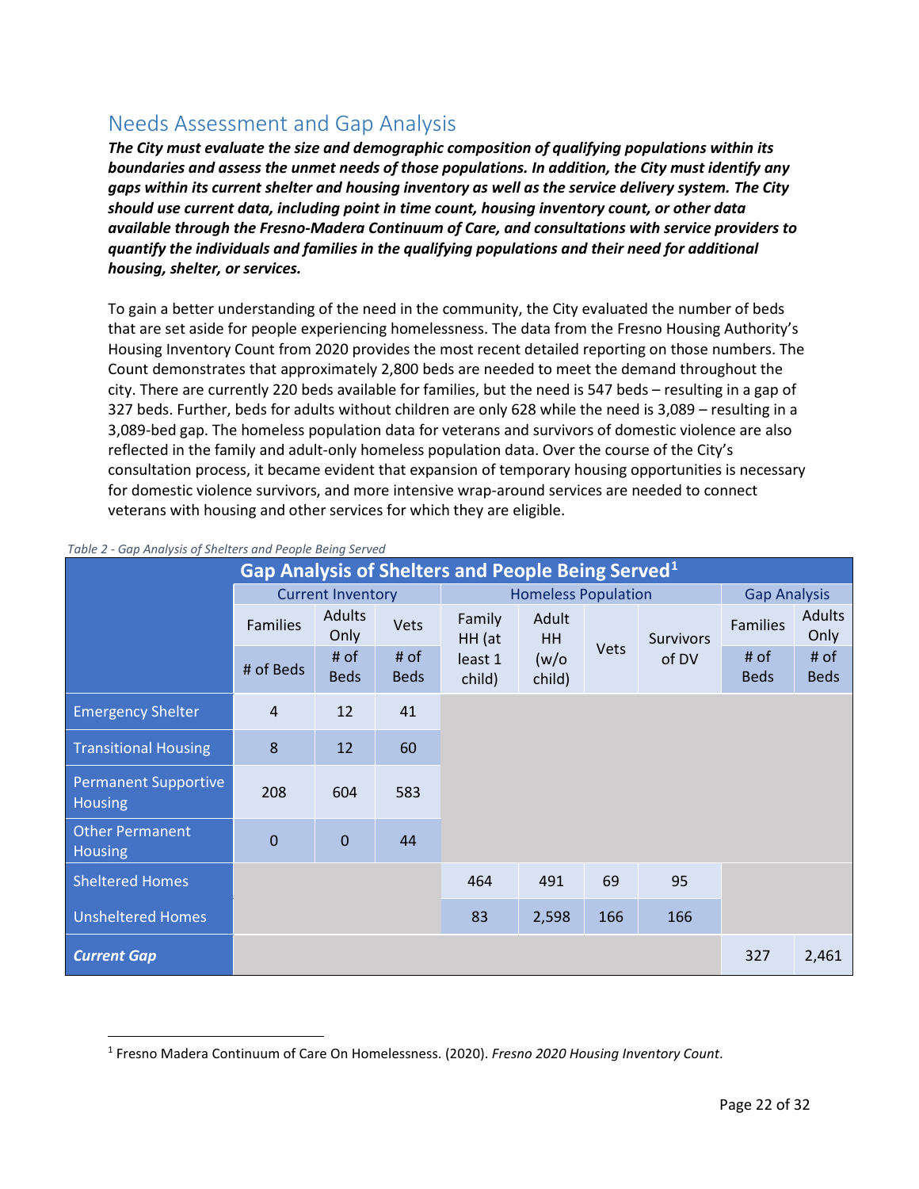## Needs Assessment and Gap Analysis

***The City must evaluate the size and demographic composition of qualifying populations within its boundaries and assess the unmet needs of those populations. In addition, the City must identify any gaps within its current shelter and housing inventory as well as the service delivery system. The City should use current data, including point in time count, housing inventory count, or other data available through the Fresno-Madera Continuum of Care, and consultations with service providers to quantify the individuals and families in the qualifying populations and their need for additional housing, shelter, or services.***

To gain a better understanding of the need in the community, the City evaluated the number of beds that are set aside for people experiencing homelessness. The data from the Fresno Housing Authority's Housing Inventory Count from 2020 provides the most recent detailed reporting on those numbers. The Count demonstrates that approximately 2,800 beds are needed to meet the demand throughout the city. There are currently 220 beds available for families, but the need is 547 beds – resulting in a gap of 327 beds. Further, beds for adults without children are only 628 while the need is 3,089 – resulting in a 3,089-bed gap. The homeless population data for veterans and survivors of domestic violence are also reflected in the family and adult-only homeless population data. Over the course of the City's consultation process, it became evident that expansion of temporary housing opportunities is necessary for domestic violence survivors, and more intensive wrap-around services are needed to connect veterans with housing and other services for which they are eligible.

*Table 2 - Gap Analysis of Shelters and People Being Served*

| Gap Analysis of Shelters and People Being Served[1] | | | | | | | | | |
|---|---|---|---|---|---|---|---|---|---|
| | Current Inventory | | | Homeless Population | | | | Gap Analysis | |
| | Families | Adults Only | Vets | Family HH (at least 1 child) | Adult HH (w/o child) | Vets | Survivors of DV | Families | Adults Only |
| | # of Beds | # of Beds | # of Beds | | | | | # of Beds | # of Beds |
| Emergency Shelter | 4 | 12 | 41 | | | | | | |
| Transitional Housing | 8 | 12 | 60 | | | | | | |
| Permanent Supportive Housing | 208 | 604 | 583 | | | | | | |
| Other Permanent Housing | 0 | 0 | 44 | | | | | | |
| Sheltered Homes | | | | 464 | 491 | 69 | 95 | | |
| Unsheltered Homes | | | | 83 | 2,598 | 166 | 166 | | |
| ***Current Gap*** | | | | | | | | 327 | 2,461 |

[1] Fresno Madera Continuum of Care On Homelessness. (2020). *Fresno 2020 Housing Inventory Count*.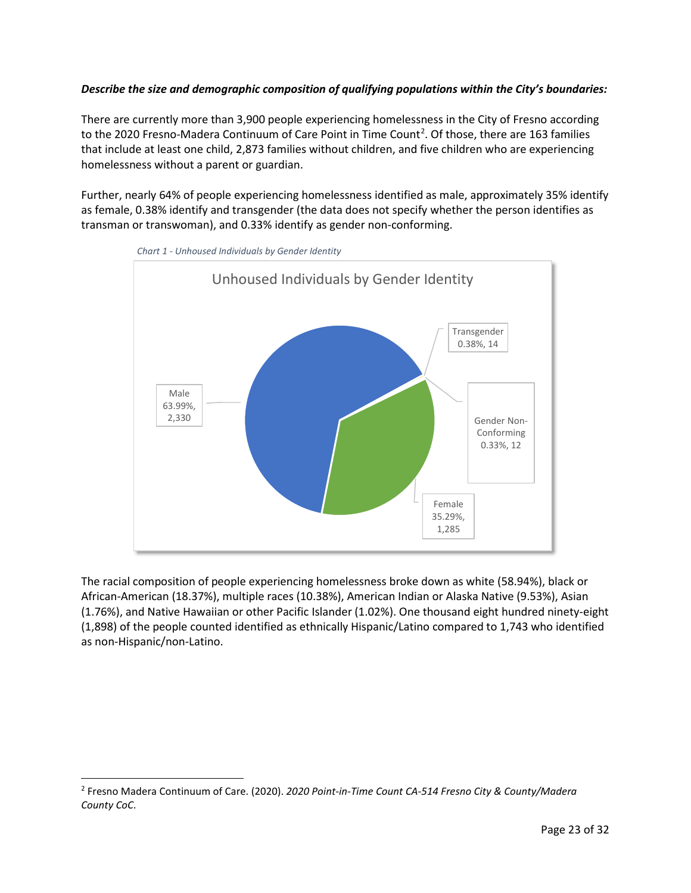***Describe the size and demographic composition of qualifying populations within the City's boundaries:***

There are currently more than 3,900 people experiencing homelessness in the City of Fresno according to the 2020 Fresno-Madera Continuum of Care Point in Time Count[2]. Of those, there are 163 families that include at least one child, 2,873 families without children, and five children who are experiencing homelessness without a parent or guardian.

Further, nearly 64% of people experiencing homelessness identified as male, approximately 35% identify as female, 0.38% identify and transgender (the data does not specify whether the person identifies as transman or transwoman), and 0.33% identify as gender non-conforming.

*Chart 1 - Unhoused Individuals by Gender Identity*

Unhoused Individuals by Gender Identity

| Gender Identity | Percent | Count |
|---|---|---|
| Male | 63.99% | 2,330 |
| Female | 35.29% | 1,285 |
| Transgender | 0.38% | 14 |
| Gender Non-Conforming | 0.33% | 12 |

The racial composition of people experiencing homelessness broke down as white (58.94%), black or African-American (18.37%), multiple races (10.38%), American Indian or Alaska Native (9.53%), Asian (1.76%), and Native Hawaiian or other Pacific Islander (1.02%). One thousand eight hundred ninety-eight (1,898) of the people counted identified as ethnically Hispanic/Latino compared to 1,743 who identified as non-Hispanic/non-Latino.

[2] Fresno Madera Continuum of Care. (2020). *2020 Point-in-Time Count CA-514 Fresno City & County/Madera County CoC.*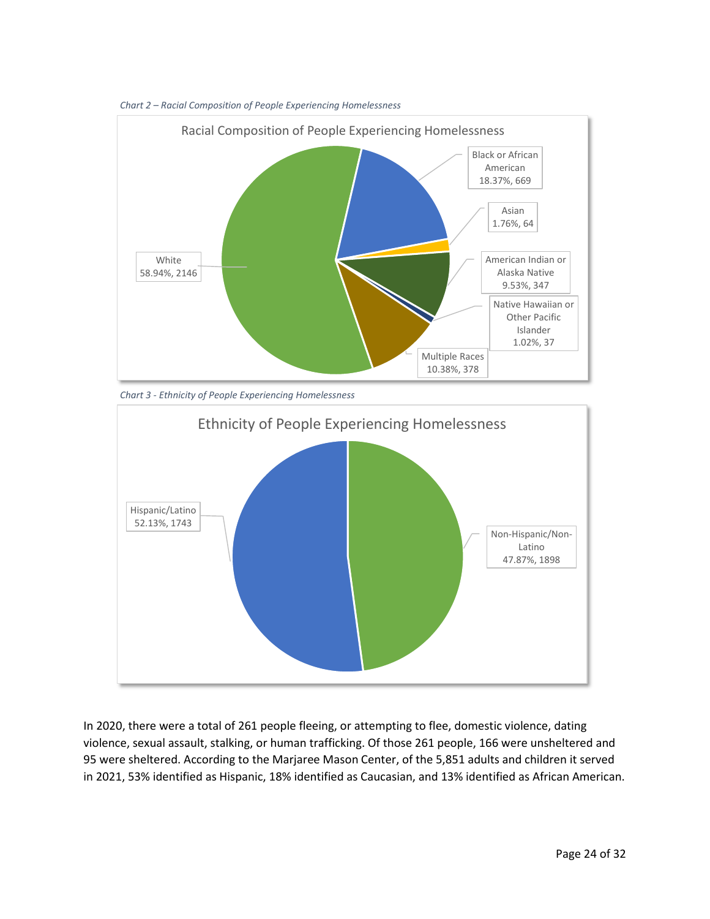*Chart 2 – Racial Composition of People Experiencing Homelessness*

Racial Composition of People Experiencing Homelessness

| Race | Percentage | Count |
| --- | --- | --- |
| White | 58.94% | 2146 |
| Black or African American | 18.37% | 669 |
| Asian | 1.76% | 64 |
| American Indian or Alaska Native | 9.53% | 347 |
| Native Hawaiian or Other Pacific Islander | 1.02% | 37 |
| Multiple Races | 10.38% | 378 |

*Chart 3 - Ethnicity of People Experiencing Homelessness*

Ethnicity of People Experiencing Homelessness

| Ethnicity | Percentage | Count |
| --- | --- | --- |
| Hispanic/Latino | 52.13% | 1743 |
| Non-Hispanic/Non-Latino | 47.87% | 1898 |

In 2020, there were a total of 261 people fleeing, or attempting to flee, domestic violence, dating violence, sexual assault, stalking, or human trafficking. Of those 261 people, 166 were unsheltered and 95 were sheltered. According to the Marjaree Mason Center, of the 5,851 adults and children it served in 2021, 53% identified as Hispanic, 18% identified as Caucasian, and 13% identified as African American.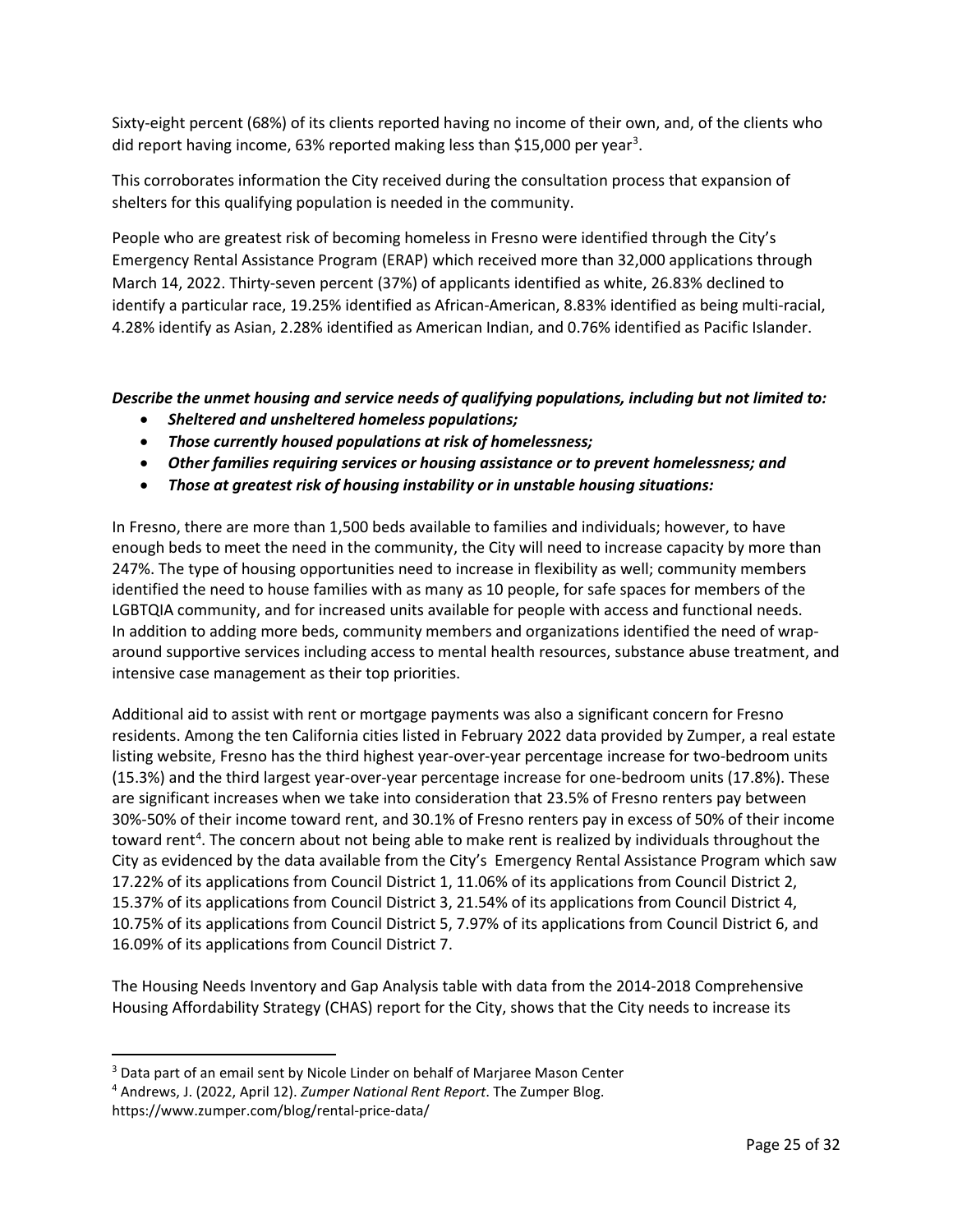Sixty-eight percent (68%) of its clients reported having no income of their own, and, of the clients who did report having income, 63% reported making less than $15,000 per year[3].

This corroborates information the City received during the consultation process that expansion of shelters for this qualifying population is needed in the community.

People who are greatest risk of becoming homeless in Fresno were identified through the City's Emergency Rental Assistance Program (ERAP) which received more than 32,000 applications through March 14, 2022. Thirty-seven percent (37%) of applicants identified as white, 26.83% declined to identify a particular race, 19.25% identified as African-American, 8.83% identified as being multi-racial, 4.28% identify as Asian, 2.28% identified as American Indian, and 0.76% identified as Pacific Islander.

***Describe the unmet housing and service needs of qualifying populations, including but not limited to:***

- ***Sheltered and unsheltered homeless populations;***
- ***Those currently housed populations at risk of homelessness;***
- ***Other families requiring services or housing assistance or to prevent homelessness; and***
- ***Those at greatest risk of housing instability or in unstable housing situations:***

In Fresno, there are more than 1,500 beds available to families and individuals; however, to have enough beds to meet the need in the community, the City will need to increase capacity by more than 247%. The type of housing opportunities need to increase in flexibility as well; community members identified the need to house families with as many as 10 people, for safe spaces for members of the LGBTQIA community, and for increased units available for people with access and functional needs. In addition to adding more beds, community members and organizations identified the need of wrap-around supportive services including access to mental health resources, substance abuse treatment, and intensive case management as their top priorities.

Additional aid to assist with rent or mortgage payments was also a significant concern for Fresno residents. Among the ten California cities listed in February 2022 data provided by Zumper, a real estate listing website, Fresno has the third highest year-over-year percentage increase for two-bedroom units (15.3%) and the third largest year-over-year percentage increase for one-bedroom units (17.8%). These are significant increases when we take into consideration that 23.5% of Fresno renters pay between 30%-50% of their income toward rent, and 30.1% of Fresno renters pay in excess of 50% of their income toward rent[4]. The concern about not being able to make rent is realized by individuals throughout the City as evidenced by the data available from the City's Emergency Rental Assistance Program which saw 17.22% of its applications from Council District 1, 11.06% of its applications from Council District 2, 15.37% of its applications from Council District 3, 21.54% of its applications from Council District 4, 10.75% of its applications from Council District 5, 7.97% of its applications from Council District 6, and 16.09% of its applications from Council District 7.

The Housing Needs Inventory and Gap Analysis table with data from the 2014-2018 Comprehensive Housing Affordability Strategy (CHAS) report for the City, shows that the City needs to increase its

---

[3] Data part of an email sent by Nicole Linder on behalf of Marjaree Mason Center

[4] Andrews, J. (2022, April 12). *Zumper National Rent Report*. The Zumper Blog. https://www.zumper.com/blog/rental-price-data/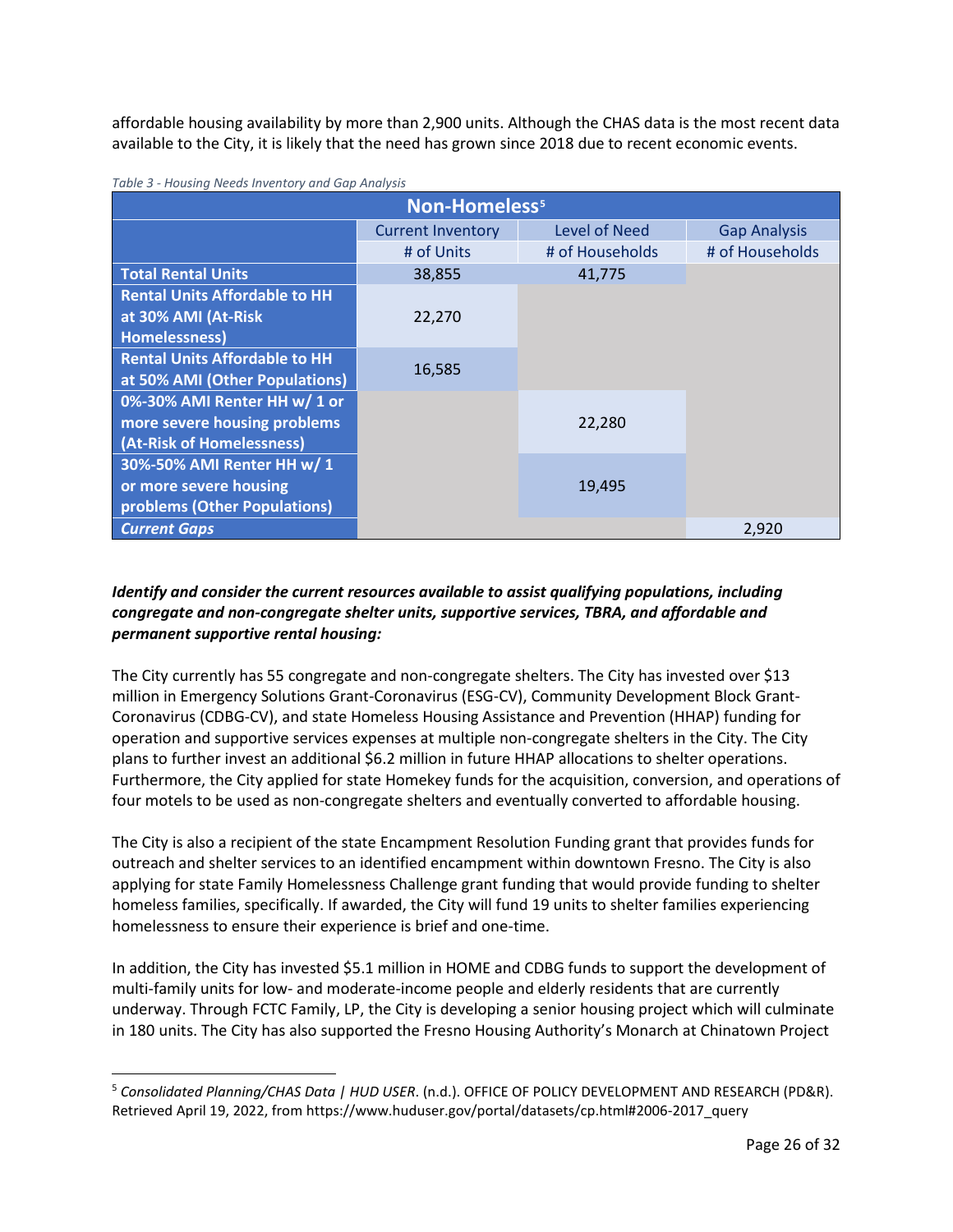affordable housing availability by more than 2,900 units. Although the CHAS data is the most recent data available to the City, it is likely that the need has grown since 2018 due to recent economic events.

*Table 3 - Housing Needs Inventory and Gap Analysis*

| Non-Homeless[5] | | | |
|---|---|---|---|
| | Current Inventory | Level of Need | Gap Analysis |
| | # of Units | # of Households | # of Households |
| **Total Rental Units** | 38,855 | 41,775 | |
| **Rental Units Affordable to HH at 30% AMI (At-Risk Homelessness)** | 22,270 | | |
| **Rental Units Affordable to HH at 50% AMI (Other Populations)** | 16,585 | | |
| **0%-30% AMI Renter HH w/ 1 or more severe housing problems (At-Risk of Homelessness)** | | 22,280 | |
| **30%-50% AMI Renter HH w/ 1 or more severe housing problems (Other Populations)** | | 19,495 | |
| ***Current Gaps*** | | | 2,920 |

***Identify and consider the current resources available to assist qualifying populations, including congregate and non-congregate shelter units, supportive services, TBRA, and affordable and permanent supportive rental housing:***

The City currently has 55 congregate and non-congregate shelters. The City has invested over $13 million in Emergency Solutions Grant-Coronavirus (ESG-CV), Community Development Block Grant-Coronavirus (CDBG-CV), and state Homeless Housing Assistance and Prevention (HHAP) funding for operation and supportive services expenses at multiple non-congregate shelters in the City. The City plans to further invest an additional $6.2 million in future HHAP allocations to shelter operations. Furthermore, the City applied for state Homekey funds for the acquisition, conversion, and operations of four motels to be used as non-congregate shelters and eventually converted to affordable housing.

The City is also a recipient of the state Encampment Resolution Funding grant that provides funds for outreach and shelter services to an identified encampment within downtown Fresno. The City is also applying for state Family Homelessness Challenge grant funding that would provide funding to shelter homeless families, specifically. If awarded, the City will fund 19 units to shelter families experiencing homelessness to ensure their experience is brief and one-time.

In addition, the City has invested $5.1 million in HOME and CDBG funds to support the development of multi-family units for low- and moderate-income people and elderly residents that are currently underway. Through FCTC Family, LP, the City is developing a senior housing project which will culminate in 180 units. The City has also supported the Fresno Housing Authority's Monarch at Chinatown Project

---

[5] *Consolidated Planning/CHAS Data | HUD USER*. (n.d.). OFFICE OF POLICY DEVELOPMENT AND RESEARCH (PD&R). Retrieved April 19, 2022, from https://www.huduser.gov/portal/datasets/cp.html#2006-2017_query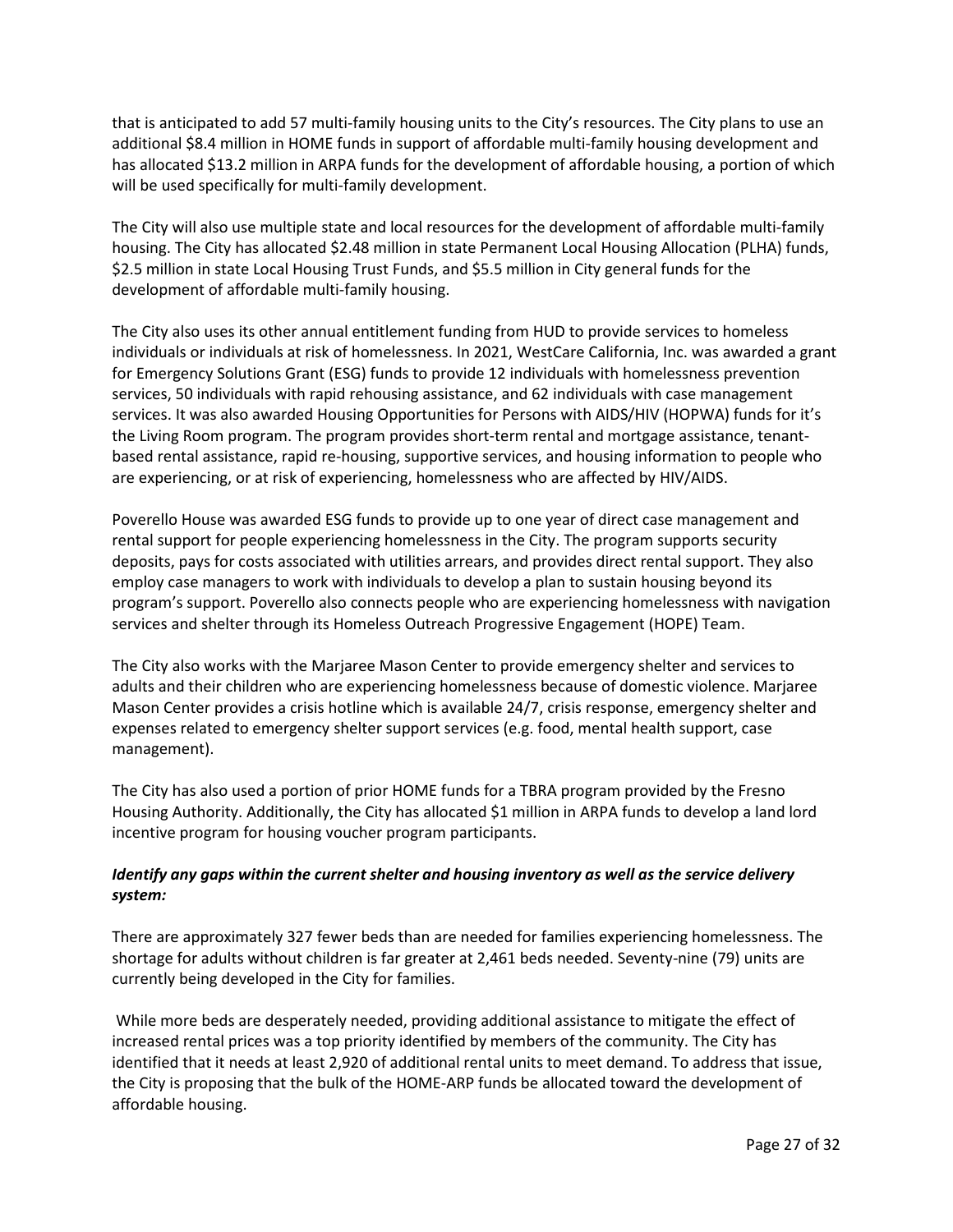that is anticipated to add 57 multi-family housing units to the City's resources. The City plans to use an additional $8.4 million in HOME funds in support of affordable multi-family housing development and has allocated $13.2 million in ARPA funds for the development of affordable housing, a portion of which will be used specifically for multi-family development.

The City will also use multiple state and local resources for the development of affordable multi-family housing. The City has allocated $2.48 million in state Permanent Local Housing Allocation (PLHA) funds, $2.5 million in state Local Housing Trust Funds, and $5.5 million in City general funds for the development of affordable multi-family housing.

The City also uses its other annual entitlement funding from HUD to provide services to homeless individuals or individuals at risk of homelessness. In 2021, WestCare California, Inc. was awarded a grant for Emergency Solutions Grant (ESG) funds to provide 12 individuals with homelessness prevention services, 50 individuals with rapid rehousing assistance, and 62 individuals with case management services. It was also awarded Housing Opportunities for Persons with AIDS/HIV (HOPWA) funds for it's the Living Room program. The program provides short-term rental and mortgage assistance, tenant-based rental assistance, rapid re-housing, supportive services, and housing information to people who are experiencing, or at risk of experiencing, homelessness who are affected by HIV/AIDS.

Poverello House was awarded ESG funds to provide up to one year of direct case management and rental support for people experiencing homelessness in the City. The program supports security deposits, pays for costs associated with utilities arrears, and provides direct rental support. They also employ case managers to work with individuals to develop a plan to sustain housing beyond its program's support. Poverello also connects people who are experiencing homelessness with navigation services and shelter through its Homeless Outreach Progressive Engagement (HOPE) Team.

The City also works with the Marjaree Mason Center to provide emergency shelter and services to adults and their children who are experiencing homelessness because of domestic violence. Marjaree Mason Center provides a crisis hotline which is available 24/7, crisis response, emergency shelter and expenses related to emergency shelter support services (e.g. food, mental health support, case management).

The City has also used a portion of prior HOME funds for a TBRA program provided by the Fresno Housing Authority. Additionally, the City has allocated $1 million in ARPA funds to develop a land lord incentive program for housing voucher program participants.

***Identify any gaps within the current shelter and housing inventory as well as the service delivery system:***

There are approximately 327 fewer beds than are needed for families experiencing homelessness. The shortage for adults without children is far greater at 2,461 beds needed. Seventy-nine (79) units are currently being developed in the City for families.

While more beds are desperately needed, providing additional assistance to mitigate the effect of increased rental prices was a top priority identified by members of the community. The City has identified that it needs at least 2,920 of additional rental units to meet demand. To address that issue, the City is proposing that the bulk of the HOME-ARP funds be allocated toward the development of affordable housing.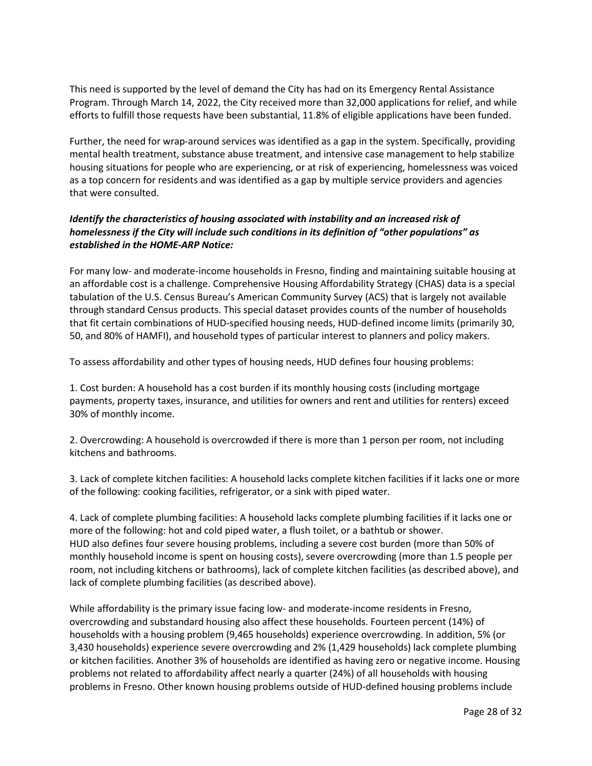This need is supported by the level of demand the City has had on its Emergency Rental Assistance Program. Through March 14, 2022, the City received more than 32,000 applications for relief, and while efforts to fulfill those requests have been substantial, 11.8% of eligible applications have been funded.

Further, the need for wrap-around services was identified as a gap in the system. Specifically, providing mental health treatment, substance abuse treatment, and intensive case management to help stabilize housing situations for people who are experiencing, or at risk of experiencing, homelessness was voiced as a top concern for residents and was identified as a gap by multiple service providers and agencies that were consulted.

***Identify the characteristics of housing associated with instability and an increased risk of homelessness if the City will include such conditions in its definition of "other populations" as established in the HOME-ARP Notice:***

For many low- and moderate-income households in Fresno, finding and maintaining suitable housing at an affordable cost is a challenge. Comprehensive Housing Affordability Strategy (CHAS) data is a special tabulation of the U.S. Census Bureau's American Community Survey (ACS) that is largely not available through standard Census products. This special dataset provides counts of the number of households that fit certain combinations of HUD-specified housing needs, HUD-defined income limits (primarily 30, 50, and 80% of HAMFI), and household types of particular interest to planners and policy makers.

To assess affordability and other types of housing needs, HUD defines four housing problems:

1. Cost burden: A household has a cost burden if its monthly housing costs (including mortgage payments, property taxes, insurance, and utilities for owners and rent and utilities for renters) exceed 30% of monthly income.

2. Overcrowding: A household is overcrowded if there is more than 1 person per room, not including kitchens and bathrooms.

3. Lack of complete kitchen facilities: A household lacks complete kitchen facilities if it lacks one or more of the following: cooking facilities, refrigerator, or a sink with piped water.

4. Lack of complete plumbing facilities: A household lacks complete plumbing facilities if it lacks one or more of the following: hot and cold piped water, a flush toilet, or a bathtub or shower.

HUD also defines four severe housing problems, including a severe cost burden (more than 50% of monthly household income is spent on housing costs), severe overcrowding (more than 1.5 people per room, not including kitchens or bathrooms), lack of complete kitchen facilities (as described above), and lack of complete plumbing facilities (as described above).

While affordability is the primary issue facing low- and moderate-income residents in Fresno, overcrowding and substandard housing also affect these households. Fourteen percent (14%) of households with a housing problem (9,465 households) experience overcrowding. In addition, 5% (or 3,430 households) experience severe overcrowding and 2% (1,429 households) lack complete plumbing or kitchen facilities. Another 3% of households are identified as having zero or negative income. Housing problems not related to affordability affect nearly a quarter (24%) of all households with housing problems in Fresno. Other known housing problems outside of HUD-defined housing problems include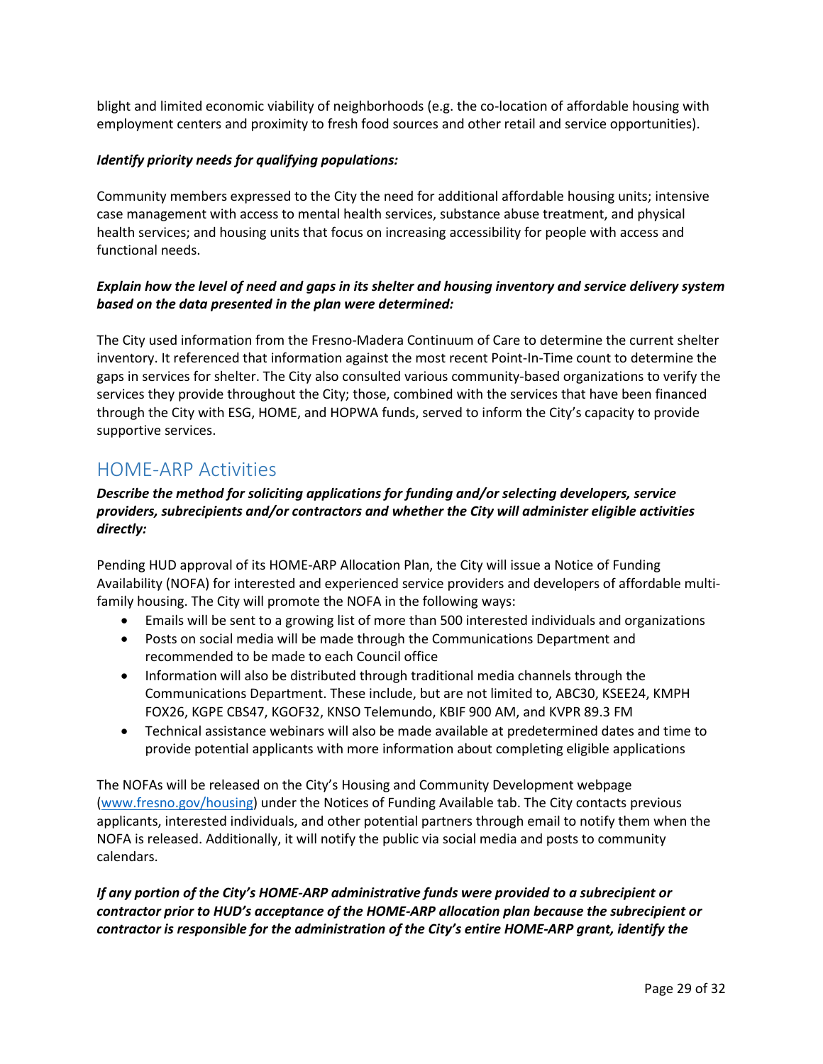blight and limited economic viability of neighborhoods (e.g. the co-location of affordable housing with employment centers and proximity to fresh food sources and other retail and service opportunities).

***Identify priority needs for qualifying populations:***

Community members expressed to the City the need for additional affordable housing units; intensive case management with access to mental health services, substance abuse treatment, and physical health services; and housing units that focus on increasing accessibility for people with access and functional needs.

***Explain how the level of need and gaps in its shelter and housing inventory and service delivery system based on the data presented in the plan were determined:***

The City used information from the Fresno-Madera Continuum of Care to determine the current shelter inventory. It referenced that information against the most recent Point-In-Time count to determine the gaps in services for shelter. The City also consulted various community-based organizations to verify the services they provide throughout the City; those, combined with the services that have been financed through the City with ESG, HOME, and HOPWA funds, served to inform the City's capacity to provide supportive services.

## HOME-ARP Activities

***Describe the method for soliciting applications for funding and/or selecting developers, service providers, subrecipients and/or contractors and whether the City will administer eligible activities directly:***

Pending HUD approval of its HOME-ARP Allocation Plan, the City will issue a Notice of Funding Availability (NOFA) for interested and experienced service providers and developers of affordable multi-family housing. The City will promote the NOFA in the following ways:

- Emails will be sent to a growing list of more than 500 interested individuals and organizations
- Posts on social media will be made through the Communications Department and recommended to be made to each Council office
- Information will also be distributed through traditional media channels through the Communications Department. These include, but are not limited to, ABC30, KSEE24, KMPH FOX26, KGPE CBS47, KGOF32, KNSO Telemundo, KBIF 900 AM, and KVPR 89.3 FM
- Technical assistance webinars will also be made available at predetermined dates and time to provide potential applicants with more information about completing eligible applications

The NOFAs will be released on the City's Housing and Community Development webpage (www.fresno.gov/housing) under the Notices of Funding Available tab. The City contacts previous applicants, interested individuals, and other potential partners through email to notify them when the NOFA is released. Additionally, it will notify the public via social media and posts to community calendars.

***If any portion of the City's HOME-ARP administrative funds were provided to a subrecipient or contractor prior to HUD's acceptance of the HOME-ARP allocation plan because the subrecipient or contractor is responsible for the administration of the City's entire HOME-ARP grant, identify the***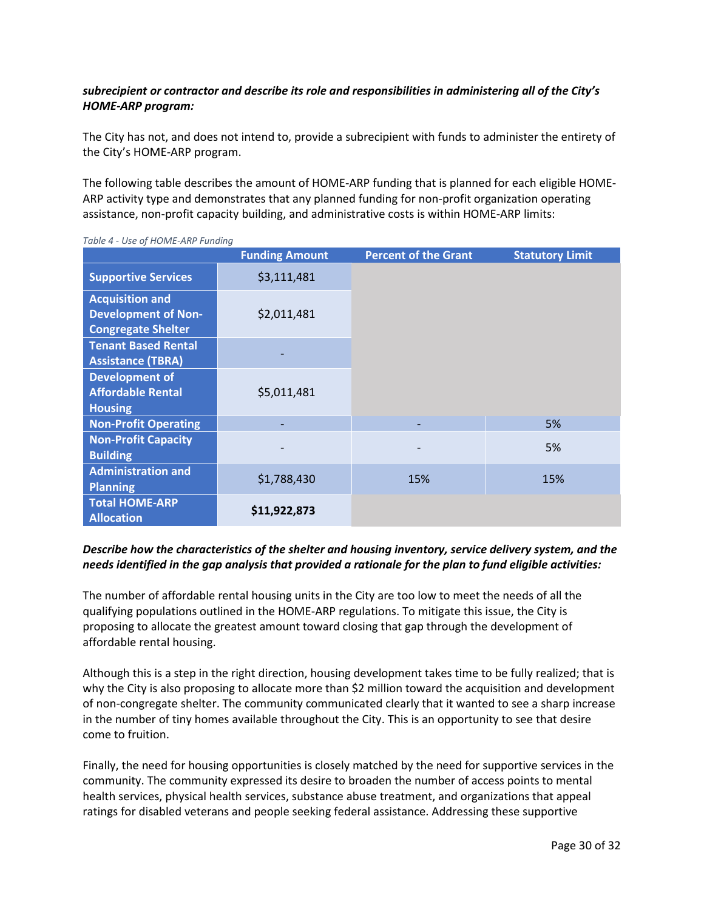***subrecipient or contractor and describe its role and responsibilities in administering all of the City's HOME-ARP program:***

The City has not, and does not intend to, provide a subrecipient with funds to administer the entirety of the City's HOME-ARP program.

The following table describes the amount of HOME-ARP funding that is planned for each eligible HOME-ARP activity type and demonstrates that any planned funding for non-profit organization operating assistance, non-profit capacity building, and administrative costs is within HOME-ARP limits:

*Table 4 - Use of HOME-ARP Funding*

| | Funding Amount | Percent of the Grant | Statutory Limit |
|---|---|---|---|
| **Supportive Services** | $3,111,481 | | |
| **Acquisition and Development of Non-Congregate Shelter** | $2,011,481 | | |
| **Tenant Based Rental Assistance (TBRA)** | - | | |
| **Development of Affordable Rental Housing** | $5,011,481 | | |
| **Non-Profit Operating** | - | - | 5% |
| **Non-Profit Capacity Building** | - | - | 5% |
| **Administration and Planning** | $1,788,430 | 15% | 15% |
| **Total HOME-ARP Allocation** | **$11,922,873** | | |

***Describe how the characteristics of the shelter and housing inventory, service delivery system, and the needs identified in the gap analysis that provided a rationale for the plan to fund eligible activities:***

The number of affordable rental housing units in the City are too low to meet the needs of all the qualifying populations outlined in the HOME-ARP regulations. To mitigate this issue, the City is proposing to allocate the greatest amount toward closing that gap through the development of affordable rental housing.

Although this is a step in the right direction, housing development takes time to be fully realized; that is why the City is also proposing to allocate more than $2 million toward the acquisition and development of non-congregate shelter. The community communicated clearly that it wanted to see a sharp increase in the number of tiny homes available throughout the City. This is an opportunity to see that desire come to fruition.

Finally, the need for housing opportunities is closely matched by the need for supportive services in the community. The community expressed its desire to broaden the number of access points to mental health services, physical health services, substance abuse treatment, and organizations that appeal ratings for disabled veterans and people seeking federal assistance. Addressing these supportive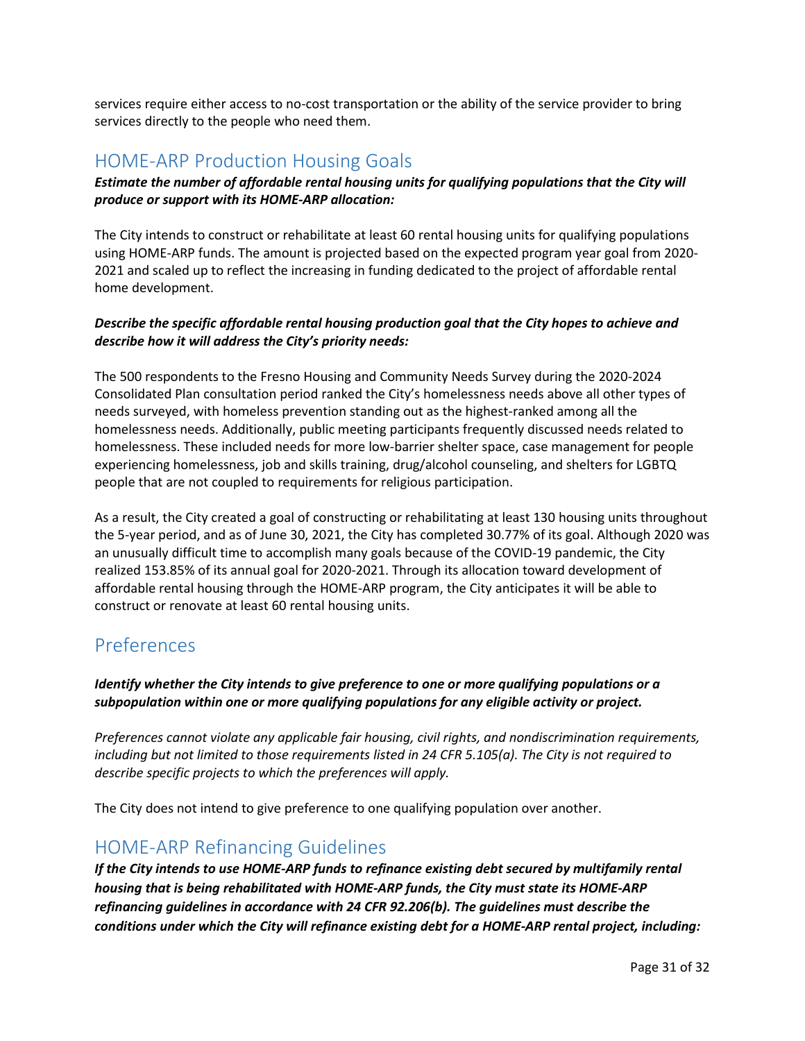services require either access to no-cost transportation or the ability of the service provider to bring services directly to the people who need them.

## HOME-ARP Production Housing Goals

***Estimate the number of affordable rental housing units for qualifying populations that the City will produce or support with its HOME-ARP allocation:***

The City intends to construct or rehabilitate at least 60 rental housing units for qualifying populations using HOME-ARP funds. The amount is projected based on the expected program year goal from 2020-2021 and scaled up to reflect the increasing in funding dedicated to the project of affordable rental home development.

***Describe the specific affordable rental housing production goal that the City hopes to achieve and describe how it will address the City's priority needs:***

The 500 respondents to the Fresno Housing and Community Needs Survey during the 2020-2024 Consolidated Plan consultation period ranked the City's homelessness needs above all other types of needs surveyed, with homeless prevention standing out as the highest-ranked among all the homelessness needs. Additionally, public meeting participants frequently discussed needs related to homelessness. These included needs for more low-barrier shelter space, case management for people experiencing homelessness, job and skills training, drug/alcohol counseling, and shelters for LGBTQ people that are not coupled to requirements for religious participation.

As a result, the City created a goal of constructing or rehabilitating at least 130 housing units throughout the 5-year period, and as of June 30, 2021, the City has completed 30.77% of its goal. Although 2020 was an unusually difficult time to accomplish many goals because of the COVID-19 pandemic, the City realized 153.85% of its annual goal for 2020-2021. Through its allocation toward development of affordable rental housing through the HOME-ARP program, the City anticipates it will be able to construct or renovate at least 60 rental housing units.

## Preferences

***Identify whether the City intends to give preference to one or more qualifying populations or a subpopulation within one or more qualifying populations for any eligible activity or project.***

*Preferences cannot violate any applicable fair housing, civil rights, and nondiscrimination requirements, including but not limited to those requirements listed in 24 CFR 5.105(a). The City is not required to describe specific projects to which the preferences will apply.*

The City does not intend to give preference to one qualifying population over another.

## HOME-ARP Refinancing Guidelines

***If the City intends to use HOME-ARP funds to refinance existing debt secured by multifamily rental housing that is being rehabilitated with HOME-ARP funds, the City must state its HOME-ARP refinancing guidelines in accordance with 24 CFR 92.206(b). The guidelines must describe the conditions under which the City will refinance existing debt for a HOME-ARP rental project, including:***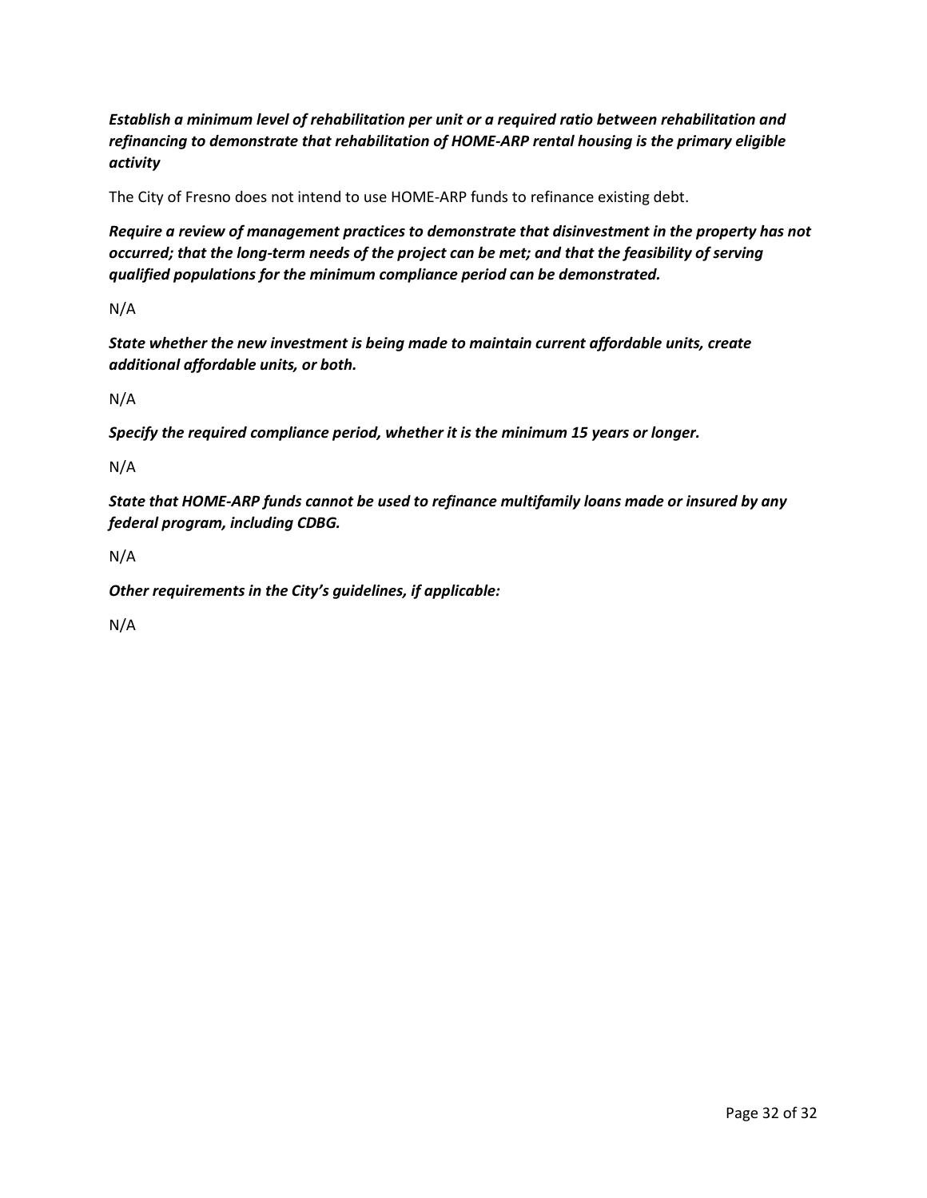***Establish a minimum level of rehabilitation per unit or a required ratio between rehabilitation and refinancing to demonstrate that rehabilitation of HOME-ARP rental housing is the primary eligible activity***

The City of Fresno does not intend to use HOME-ARP funds to refinance existing debt.

***Require a review of management practices to demonstrate that disinvestment in the property has not occurred; that the long-term needs of the project can be met; and that the feasibility of serving qualified populations for the minimum compliance period can be demonstrated.***

N/A

***State whether the new investment is being made to maintain current affordable units, create additional affordable units, or both.***

N/A

***Specify the required compliance period, whether it is the minimum 15 years or longer.***

N/A

***State that HOME-ARP funds cannot be used to refinance multifamily loans made or insured by any federal program, including CDBG.***

N/A

***Other requirements in the City's guidelines, if applicable:***

N/A